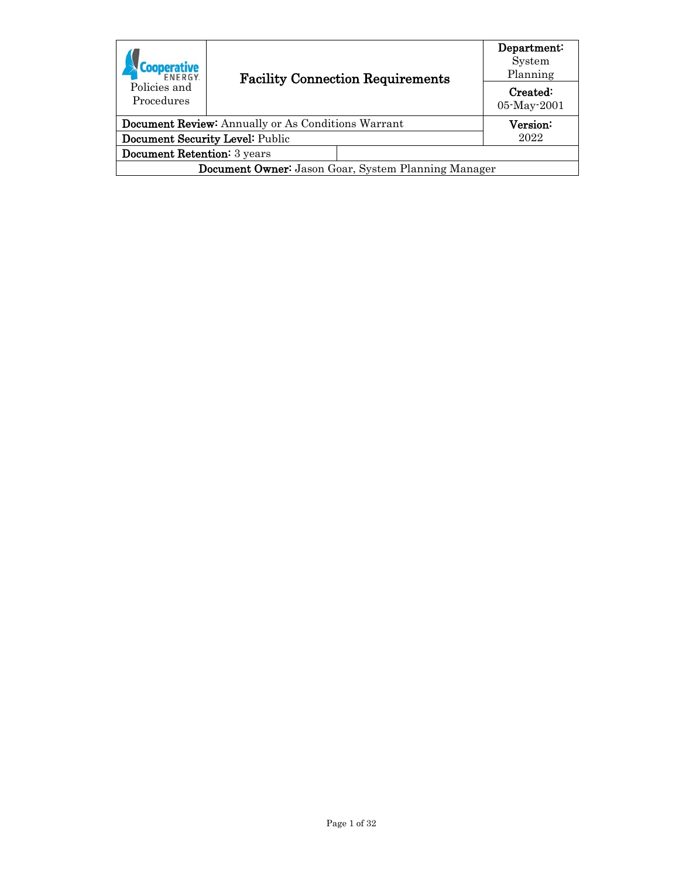| Cooperative ENERGY Policies and Procedures | Facility Connection Requirements | **Department:** System Planning |
|---|---|---|
| | | **Created:** 05-May-2001 |
| **Document Review:** Annually or As Conditions Warrant | | **Version:** 2022 |
| **Document Security Level:** Public | | |
| **Document Retention:** 3 years | | |
| **Document Owner:** Jason Goar, System Planning Manager | | |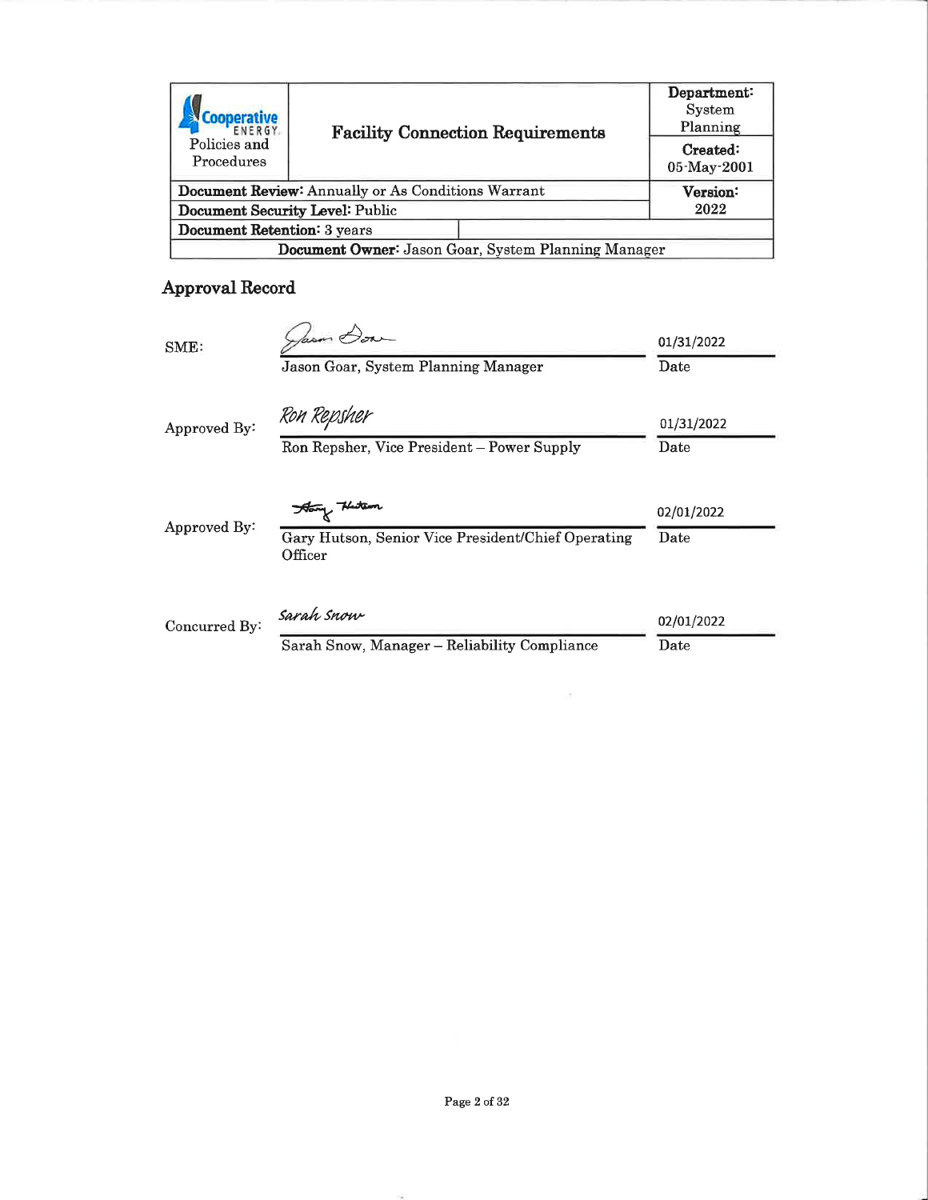| Cooperative ENERGY Policies and Procedures | Facility Connection Requirements | Department: System Planning |
| --- | --- | --- |
| | | Created: 05-May-2001 |
| Document Review: Annually or As Conditions Warrant | | Version: 2022 |
| Document Security Level: Public | | |
| Document Retention: 3 years | | |
| Document Owner: Jason Goar, System Planning Manager | | |

## Approval Record

| | | |
| --- | --- | --- |
| SME: | Jason Goar, System Planning Manager | 01/31/2022 Date |
| Approved By: | Ron Repsher, Vice President – Power Supply | 01/31/2022 Date |
| Approved By: | Gary Hutson, Senior Vice President/Chief Operating Officer | 02/01/2022 Date |
| Concurred By: | Sarah Snow, Manager – Reliability Compliance | 02/01/2022 Date |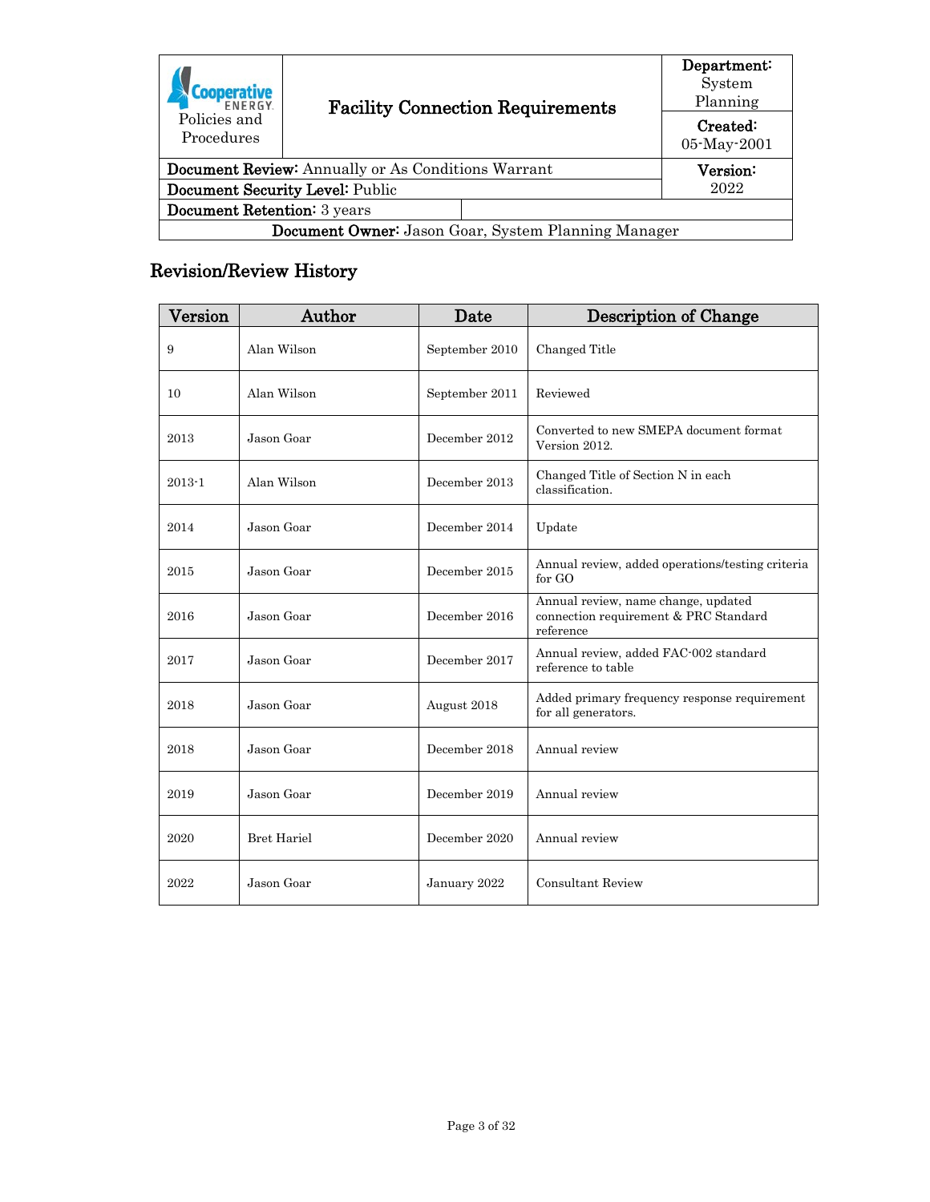| Cooperative Energy Policies and Procedures | Facility Connection Requirements | Department: System Planning |
|---|---|---|
| | | Created: 05-May-2001 |
| Document Review: Annually or As Conditions Warrant | | Version: 2022 |
| Document Security Level: Public | | |
| Document Retention: 3 years | | |
| Document Owner: Jason Goar, System Planning Manager | | |

## Revision/Review History

| Version | Author | Date | Description of Change |
|---|---|---|---|
| 9 | Alan Wilson | September 2010 | Changed Title |
| 10 | Alan Wilson | September 2011 | Reviewed |
| 2013 | Jason Goar | December 2012 | Converted to new SMEPA document format Version 2012. |
| 2013-1 | Alan Wilson | December 2013 | Changed Title of Section N in each classification. |
| 2014 | Jason Goar | December 2014 | Update |
| 2015 | Jason Goar | December 2015 | Annual review, added operations/testing criteria for GO |
| 2016 | Jason Goar | December 2016 | Annual review, name change, updated connection requirement & PRC Standard reference |
| 2017 | Jason Goar | December 2017 | Annual review, added FAC-002 standard reference to table |
| 2018 | Jason Goar | August 2018 | Added primary frequency response requirement for all generators. |
| 2018 | Jason Goar | December 2018 | Annual review |
| 2019 | Jason Goar | December 2019 | Annual review |
| 2020 | Bret Hariel | December 2020 | Annual review |
| 2022 | Jason Goar | January 2022 | Consultant Review |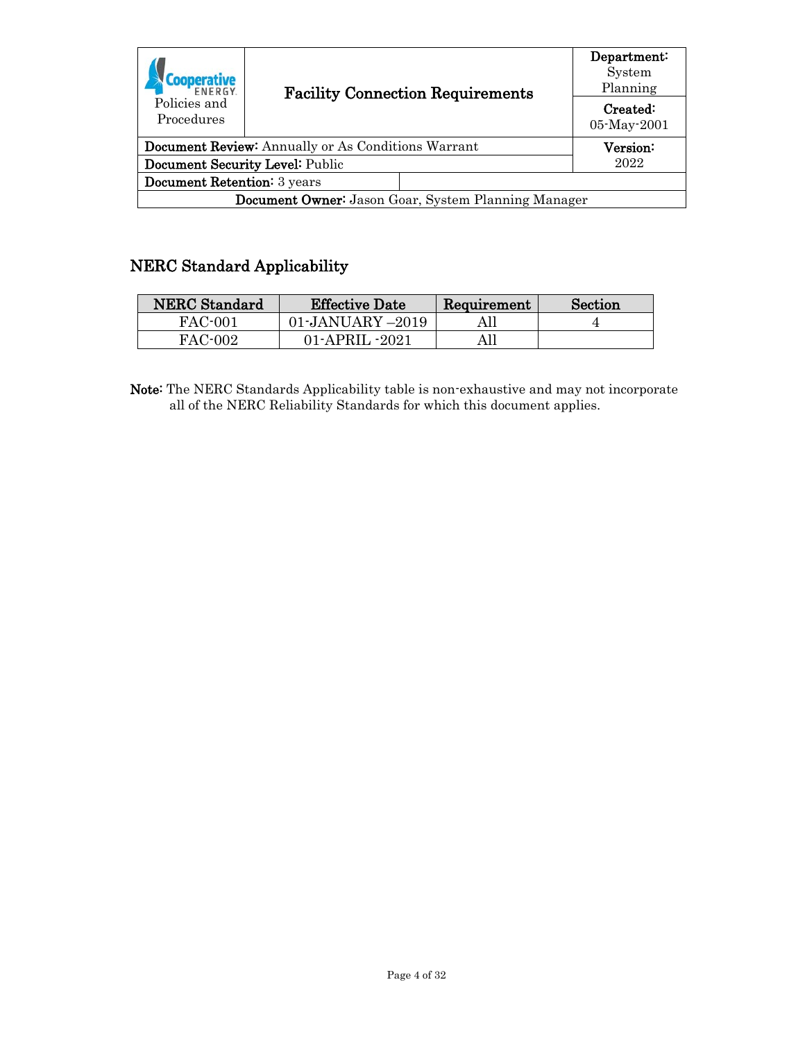| Cooperative ENERGY Policies and Procedures | Facility Connection Requirements | Department: System Planning |
| --- | --- | --- |
| | | Created: 05-May-2001 |
| **Document Review:** Annually or As Conditions Warrant | | **Version:** 2022 |
| **Document Security Level:** Public | | |
| **Document Retention:** 3 years | | |
| **Document Owner:** Jason Goar, System Planning Manager | | |

## NERC Standard Applicability

| NERC Standard | Effective Date | Requirement | Section |
| --- | --- | --- | --- |
| FAC-001 | 01-JANUARY –2019 | All | 4 |
| FAC-002 | 01-APRIL -2021 | All | |

**Note:** The NERC Standards Applicability table is non-exhaustive and may not incorporate all of the NERC Reliability Standards for which this document applies.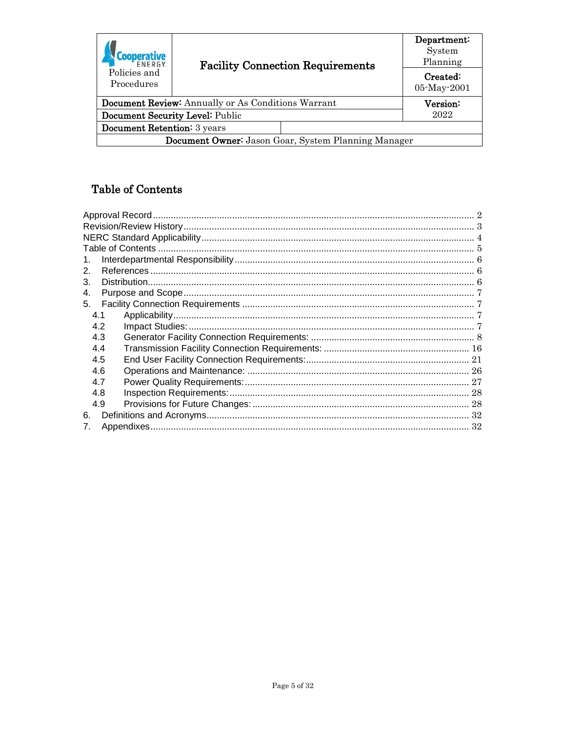| Cooperative ENERGY Policies and Procedures | Facility Connection Requirements | Department: System Planning |
|---|---|---|
| | | Created: 05-May-2001 |
| **Document Review:** Annually or As Conditions Warrant | | **Version:** 2022 |
| **Document Security Level:** Public | | |
| **Document Retention:** 3 years | | |
| **Document Owner:** Jason Goar, System Planning Manager | | |

## Table of Contents

Approval Record ........ 2
Revision/Review History ........ 3
NERC Standard Applicability ........ 4
Table of Contents ........ 5
1. Interdepartmental Responsibility ........ 6
2. References ........ 6
3. Distribution ........ 6
4. Purpose and Scope ........ 7
5. Facility Connection Requirements ........ 7
   - 4.1 Applicability ........ 7
   - 4.2 Impact Studies: ........ 7
   - 4.3 Generator Facility Connection Requirements: ........ 8
   - 4.4 Transmission Facility Connection Requirements: ........ 16
   - 4.5 End User Facility Connection Requirements: ........ 21
   - 4.6 Operations and Maintenance: ........ 26
   - 4.7 Power Quality Requirements: ........ 27
   - 4.8 Inspection Requirements: ........ 28
   - 4.9 Provisions for Future Changes: ........ 28
6. Definitions and Acronyms ........ 32
7. Appendixes ........ 32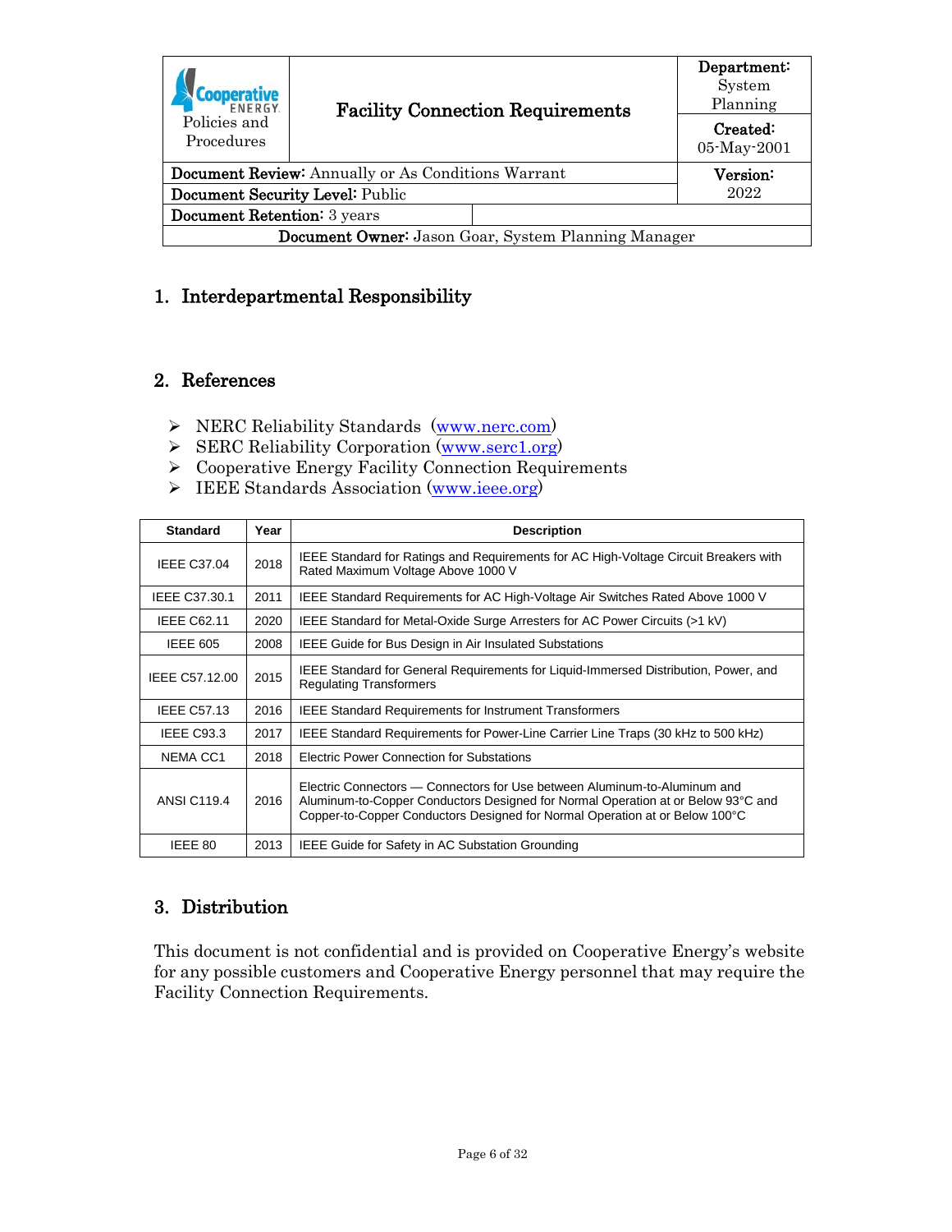| Cooperative ENERGY Policies and Procedures | Facility Connection Requirements | Department: System Planning |
| --- | --- | --- |
| | | Created: 05-May-2001 |
| **Document Review:** Annually or As Conditions Warrant | | **Version:** 2022 |
| **Document Security Level:** Public | | |
| **Document Retention:** 3 years | | |
| **Document Owner:** Jason Goar, System Planning Manager | | |

## 1. Interdepartmental Responsibility

## 2. References

- NERC Reliability Standards (www.nerc.com)
- SERC Reliability Corporation (www.serc1.org)
- Cooperative Energy Facility Connection Requirements
- IEEE Standards Association (www.ieee.org)

| Standard | Year | Description |
| --- | --- | --- |
| IEEE C37.04 | 2018 | IEEE Standard for Ratings and Requirements for AC High-Voltage Circuit Breakers with Rated Maximum Voltage Above 1000 V |
| IEEE C37.30.1 | 2011 | IEEE Standard Requirements for AC High-Voltage Air Switches Rated Above 1000 V |
| IEEE C62.11 | 2020 | IEEE Standard for Metal-Oxide Surge Arresters for AC Power Circuits (>1 kV) |
| IEEE 605 | 2008 | IEEE Guide for Bus Design in Air Insulated Substations |
| IEEE C57.12.00 | 2015 | IEEE Standard for General Requirements for Liquid-Immersed Distribution, Power, and Regulating Transformers |
| IEEE C57.13 | 2016 | IEEE Standard Requirements for Instrument Transformers |
| IEEE C93.3 | 2017 | IEEE Standard Requirements for Power-Line Carrier Line Traps (30 kHz to 500 kHz) |
| NEMA CC1 | 2018 | Electric Power Connection for Substations |
| ANSI C119.4 | 2016 | Electric Connectors — Connectors for Use between Aluminum-to-Aluminum and Aluminum-to-Copper Conductors Designed for Normal Operation at or Below 93°C and Copper-to-Copper Conductors Designed for Normal Operation at or Below 100°C |
| IEEE 80 | 2013 | IEEE Guide for Safety in AC Substation Grounding |

## 3. Distribution

This document is not confidential and is provided on Cooperative Energy's website for any possible customers and Cooperative Energy personnel that may require the Facility Connection Requirements.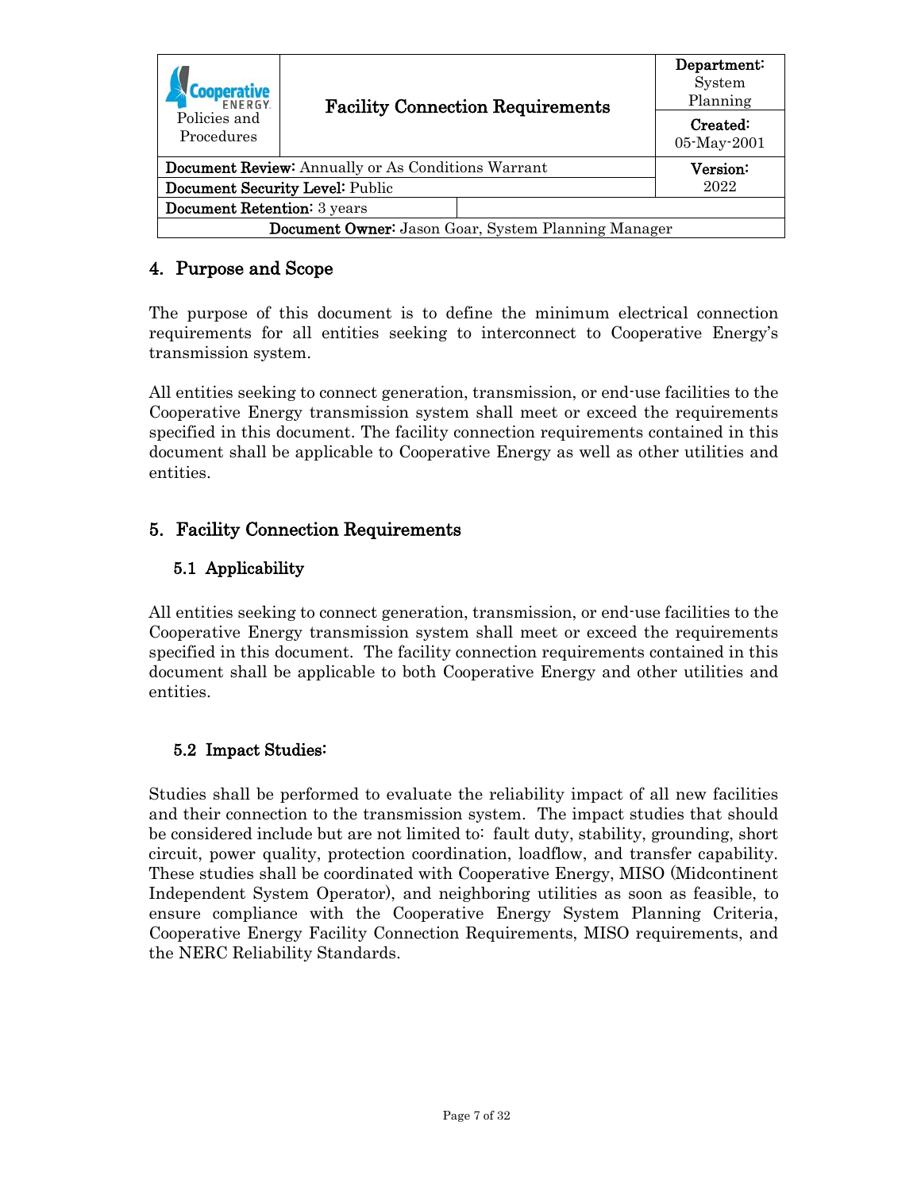## 4. Purpose and Scope

The purpose of this document is to define the minimum electrical connection requirements for all entities seeking to interconnect to Cooperative Energy's transmission system.

All entities seeking to connect generation, transmission, or end-use facilities to the Cooperative Energy transmission system shall meet or exceed the requirements specified in this document. The facility connection requirements contained in this document shall be applicable to Cooperative Energy as well as other utilities and entities.

## 5. Facility Connection Requirements

### 5.1 Applicability

All entities seeking to connect generation, transmission, or end-use facilities to the Cooperative Energy transmission system shall meet or exceed the requirements specified in this document. The facility connection requirements contained in this document shall be applicable to both Cooperative Energy and other utilities and entities.

### 5.2 Impact Studies:

Studies shall be performed to evaluate the reliability impact of all new facilities and their connection to the transmission system. The impact studies that should be considered include but are not limited to: fault duty, stability, grounding, short circuit, power quality, protection coordination, loadflow, and transfer capability. These studies shall be coordinated with Cooperative Energy, MISO (Midcontinent Independent System Operator), and neighboring utilities as soon as feasible, to ensure compliance with the Cooperative Energy System Planning Criteria, Cooperative Energy Facility Connection Requirements, MISO requirements, and the NERC Reliability Standards.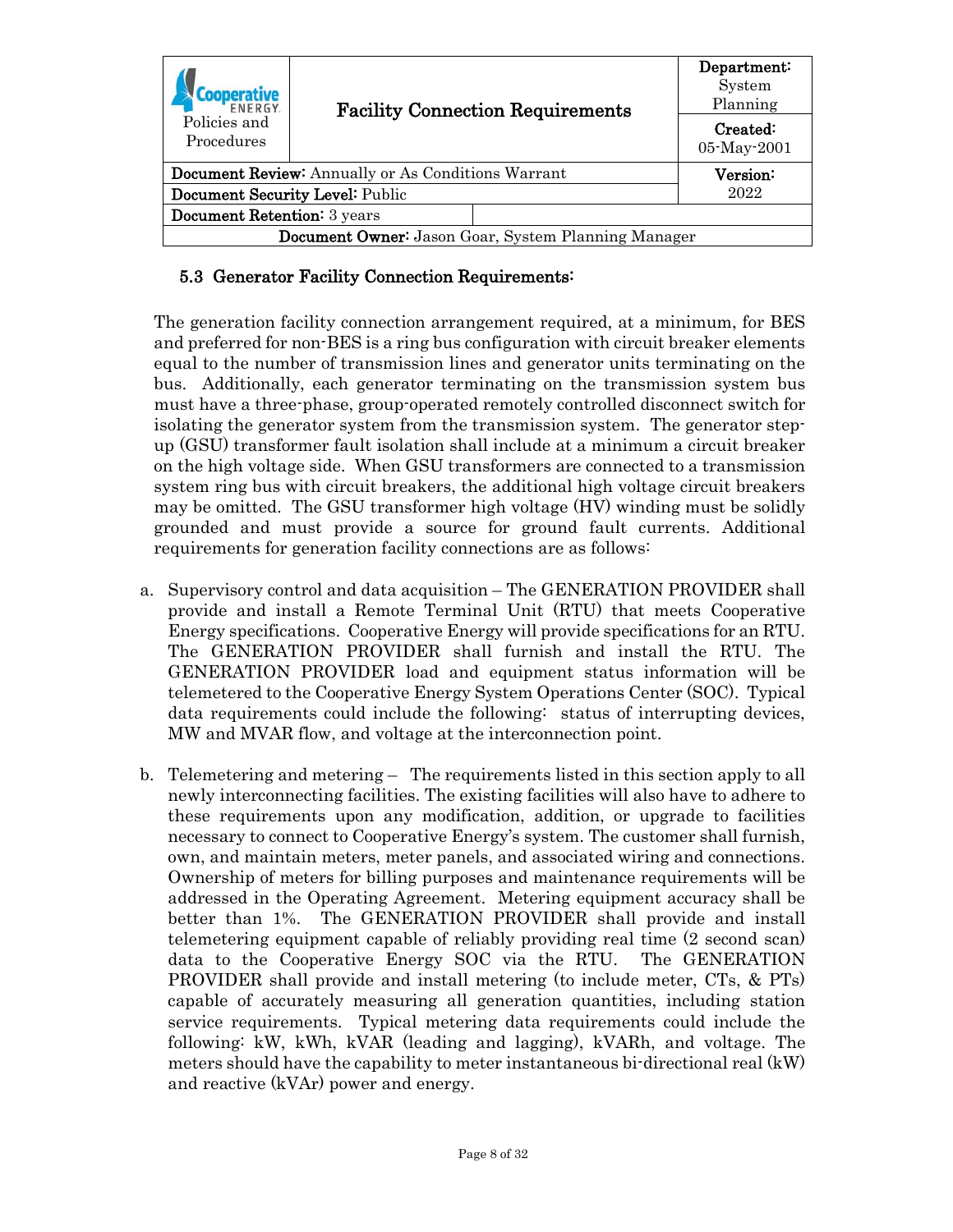### 5.3 Generator Facility Connection Requirements:

The generation facility connection arrangement required, at a minimum, for BES and preferred for non-BES is a ring bus configuration with circuit breaker elements equal to the number of transmission lines and generator units terminating on the bus. Additionally, each generator terminating on the transmission system bus must have a three-phase, group-operated remotely controlled disconnect switch for isolating the generator system from the transmission system. The generator step-up (GSU) transformer fault isolation shall include at a minimum a circuit breaker on the high voltage side. When GSU transformers are connected to a transmission system ring bus with circuit breakers, the additional high voltage circuit breakers may be omitted. The GSU transformer high voltage (HV) winding must be solidly grounded and must provide a source for ground fault currents. Additional requirements for generation facility connections are as follows:

a. Supervisory control and data acquisition – The GENERATION PROVIDER shall provide and install a Remote Terminal Unit (RTU) that meets Cooperative Energy specifications. Cooperative Energy will provide specifications for an RTU. The GENERATION PROVIDER shall furnish and install the RTU. The GENERATION PROVIDER load and equipment status information will be telemetered to the Cooperative Energy System Operations Center (SOC). Typical data requirements could include the following: status of interrupting devices, MW and MVAR flow, and voltage at the interconnection point.

b. Telemetering and metering – The requirements listed in this section apply to all newly interconnecting facilities. The existing facilities will also have to adhere to these requirements upon any modification, addition, or upgrade to facilities necessary to connect to Cooperative Energy's system. The customer shall furnish, own, and maintain meters, meter panels, and associated wiring and connections. Ownership of meters for billing purposes and maintenance requirements will be addressed in the Operating Agreement. Metering equipment accuracy shall be better than 1%. The GENERATION PROVIDER shall provide and install telemetering equipment capable of reliably providing real time (2 second scan) data to the Cooperative Energy SOC via the RTU. The GENERATION PROVIDER shall provide and install metering (to include meter, CTs, & PTs) capable of accurately measuring all generation quantities, including station service requirements. Typical metering data requirements could include the following: kW, kWh, kVAR (leading and lagging), kVARh, and voltage. The meters should have the capability to meter instantaneous bi-directional real (kW) and reactive (kVAr) power and energy.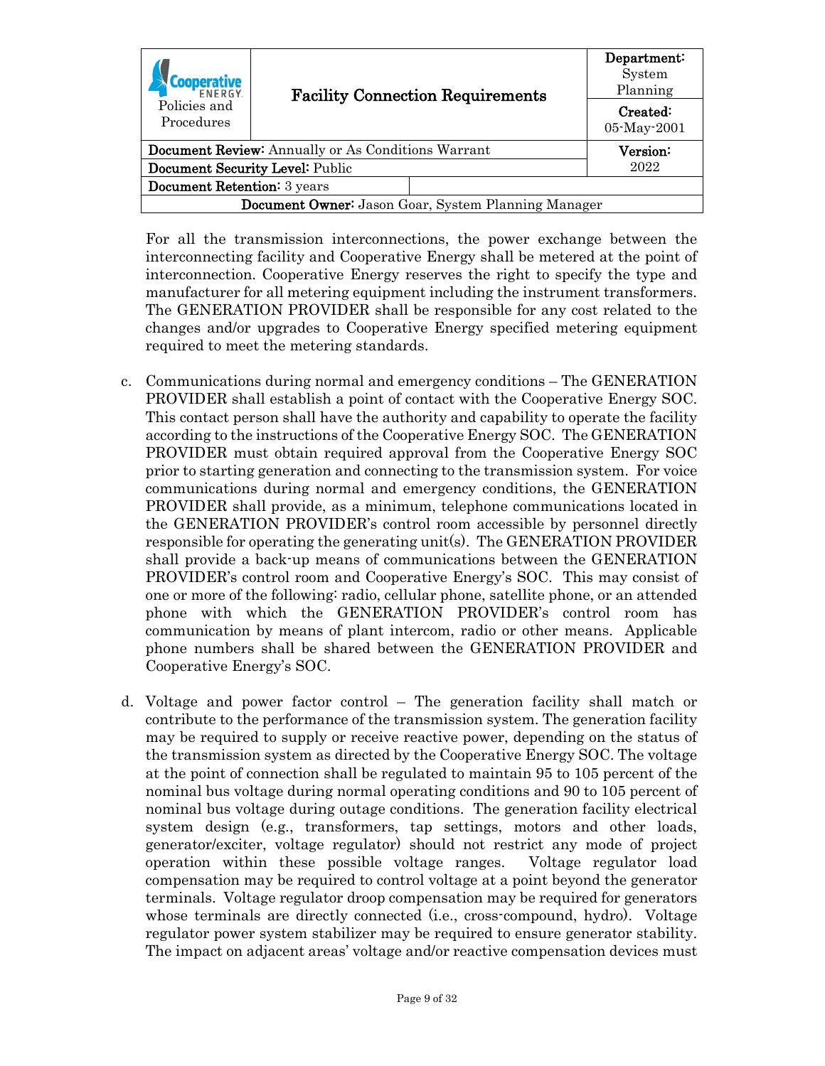For all the transmission interconnections, the power exchange between the interconnecting facility and Cooperative Energy shall be metered at the point of interconnection. Cooperative Energy reserves the right to specify the type and manufacturer for all metering equipment including the instrument transformers. The GENERATION PROVIDER shall be responsible for any cost related to the changes and/or upgrades to Cooperative Energy specified metering equipment required to meet the metering standards.

c. Communications during normal and emergency conditions – The GENERATION PROVIDER shall establish a point of contact with the Cooperative Energy SOC. This contact person shall have the authority and capability to operate the facility according to the instructions of the Cooperative Energy SOC. The GENERATION PROVIDER must obtain required approval from the Cooperative Energy SOC prior to starting generation and connecting to the transmission system. For voice communications during normal and emergency conditions, the GENERATION PROVIDER shall provide, as a minimum, telephone communications located in the GENERATION PROVIDER's control room accessible by personnel directly responsible for operating the generating unit(s). The GENERATION PROVIDER shall provide a back-up means of communications between the GENERATION PROVIDER's control room and Cooperative Energy's SOC. This may consist of one or more of the following: radio, cellular phone, satellite phone, or an attended phone with which the GENERATION PROVIDER's control room has communication by means of plant intercom, radio or other means. Applicable phone numbers shall be shared between the GENERATION PROVIDER and Cooperative Energy's SOC.

d. Voltage and power factor control – The generation facility shall match or contribute to the performance of the transmission system. The generation facility may be required to supply or receive reactive power, depending on the status of the transmission system as directed by the Cooperative Energy SOC. The voltage at the point of connection shall be regulated to maintain 95 to 105 percent of the nominal bus voltage during normal operating conditions and 90 to 105 percent of nominal bus voltage during outage conditions. The generation facility electrical system design (e.g., transformers, tap settings, motors and other loads, generator/exciter, voltage regulator) should not restrict any mode of project operation within these possible voltage ranges. Voltage regulator load compensation may be required to control voltage at a point beyond the generator terminals. Voltage regulator droop compensation may be required for generators whose terminals are directly connected (i.e., cross-compound, hydro). Voltage regulator power system stabilizer may be required to ensure generator stability. The impact on adjacent areas' voltage and/or reactive compensation devices must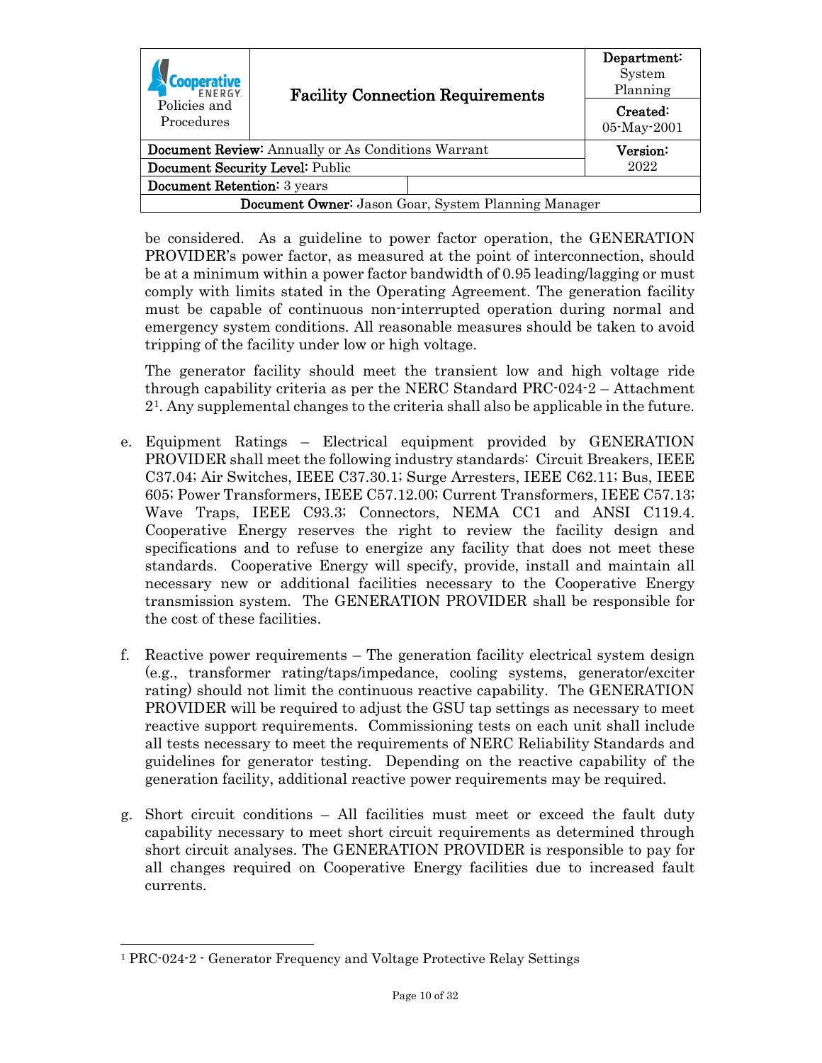be considered. As a guideline to power factor operation, the GENERATION PROVIDER's power factor, as measured at the point of interconnection, should be at a minimum within a power factor bandwidth of 0.95 leading/lagging or must comply with limits stated in the Operating Agreement. The generation facility must be capable of continuous non-interrupted operation during normal and emergency system conditions. All reasonable measures should be taken to avoid tripping of the facility under low or high voltage.

The generator facility should meet the transient low and high voltage ride through capability criteria as per the NERC Standard PRC-024-2 – Attachment 2[1]. Any supplemental changes to the criteria shall also be applicable in the future.

e. Equipment Ratings – Electrical equipment provided by GENERATION PROVIDER shall meet the following industry standards: Circuit Breakers, IEEE C37.04; Air Switches, IEEE C37.30.1; Surge Arresters, IEEE C62.11; Bus, IEEE 605; Power Transformers, IEEE C57.12.00; Current Transformers, IEEE C57.13; Wave Traps, IEEE C93.3; Connectors, NEMA CC1 and ANSI C119.4. Cooperative Energy reserves the right to review the facility design and specifications and to refuse to energize any facility that does not meet these standards. Cooperative Energy will specify, provide, install and maintain all necessary new or additional facilities necessary to the Cooperative Energy transmission system. The GENERATION PROVIDER shall be responsible for the cost of these facilities.

f. Reactive power requirements – The generation facility electrical system design (e.g., transformer rating/taps/impedance, cooling systems, generator/exciter rating) should not limit the continuous reactive capability. The GENERATION PROVIDER will be required to adjust the GSU tap settings as necessary to meet reactive support requirements. Commissioning tests on each unit shall include all tests necessary to meet the requirements of NERC Reliability Standards and guidelines for generator testing. Depending on the reactive capability of the generation facility, additional reactive power requirements may be required.

g. Short circuit conditions – All facilities must meet or exceed the fault duty capability necessary to meet short circuit requirements as determined through short circuit analyses. The GENERATION PROVIDER is responsible to pay for all changes required on Cooperative Energy facilities due to increased fault currents.

---

[1] PRC-024-2 - Generator Frequency and Voltage Protective Relay Settings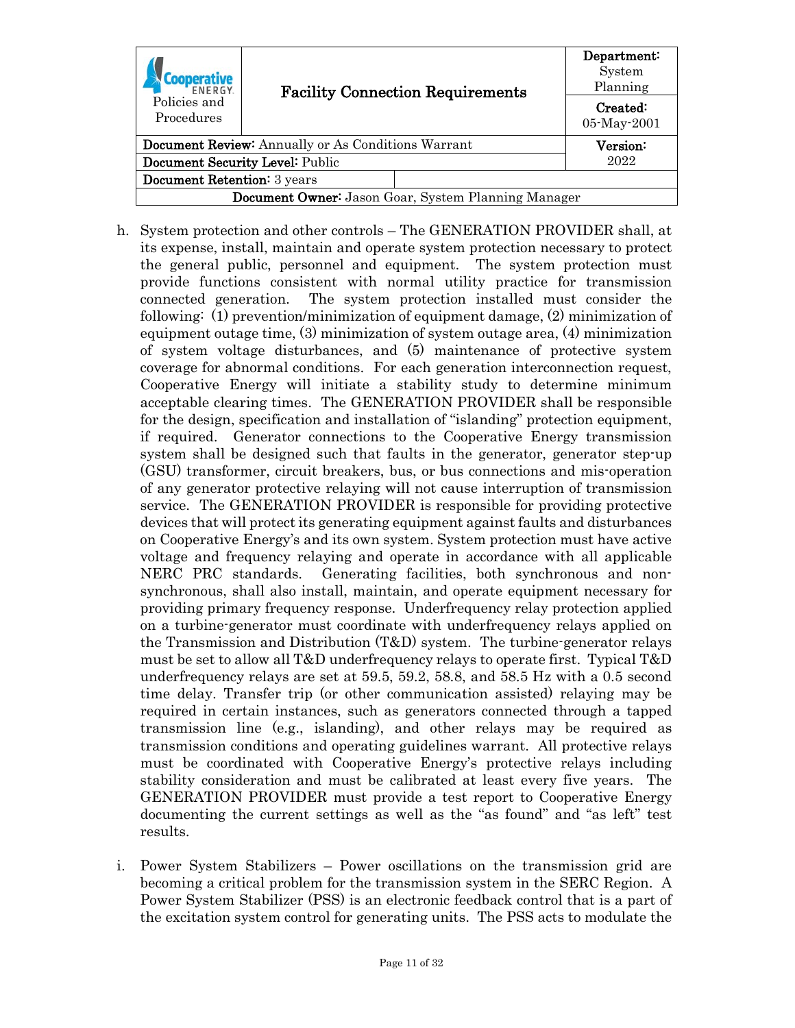h. System protection and other controls – The GENERATION PROVIDER shall, at its expense, install, maintain and operate system protection necessary to protect the general public, personnel and equipment. The system protection must provide functions consistent with normal utility practice for transmission connected generation. The system protection installed must consider the following: (1) prevention/minimization of equipment damage, (2) minimization of equipment outage time, (3) minimization of system outage area, (4) minimization of system voltage disturbances, and (5) maintenance of protective system coverage for abnormal conditions. For each generation interconnection request, Cooperative Energy will initiate a stability study to determine minimum acceptable clearing times. The GENERATION PROVIDER shall be responsible for the design, specification and installation of "islanding" protection equipment, if required. Generator connections to the Cooperative Energy transmission system shall be designed such that faults in the generator, generator step-up (GSU) transformer, circuit breakers, bus, or bus connections and mis-operation of any generator protective relaying will not cause interruption of transmission service. The GENERATION PROVIDER is responsible for providing protective devices that will protect its generating equipment against faults and disturbances on Cooperative Energy's and its own system. System protection must have active voltage and frequency relaying and operate in accordance with all applicable NERC PRC standards. Generating facilities, both synchronous and non-synchronous, shall also install, maintain, and operate equipment necessary for providing primary frequency response. Underfrequency relay protection applied on a turbine-generator must coordinate with underfrequency relays applied on the Transmission and Distribution (T&D) system. The turbine-generator relays must be set to allow all T&D underfrequency relays to operate first. Typical T&D underfrequency relays are set at 59.5, 59.2, 58.8, and 58.5 Hz with a 0.5 second time delay. Transfer trip (or other communication assisted) relaying may be required in certain instances, such as generators connected through a tapped transmission line (e.g., islanding), and other relays may be required as transmission conditions and operating guidelines warrant. All protective relays must be coordinated with Cooperative Energy's protective relays including stability consideration and must be calibrated at least every five years. The GENERATION PROVIDER must provide a test report to Cooperative Energy documenting the current settings as well as the "as found" and "as left" test results.

i. Power System Stabilizers – Power oscillations on the transmission grid are becoming a critical problem for the transmission system in the SERC Region. A Power System Stabilizer (PSS) is an electronic feedback control that is a part of the excitation system control for generating units. The PSS acts to modulate the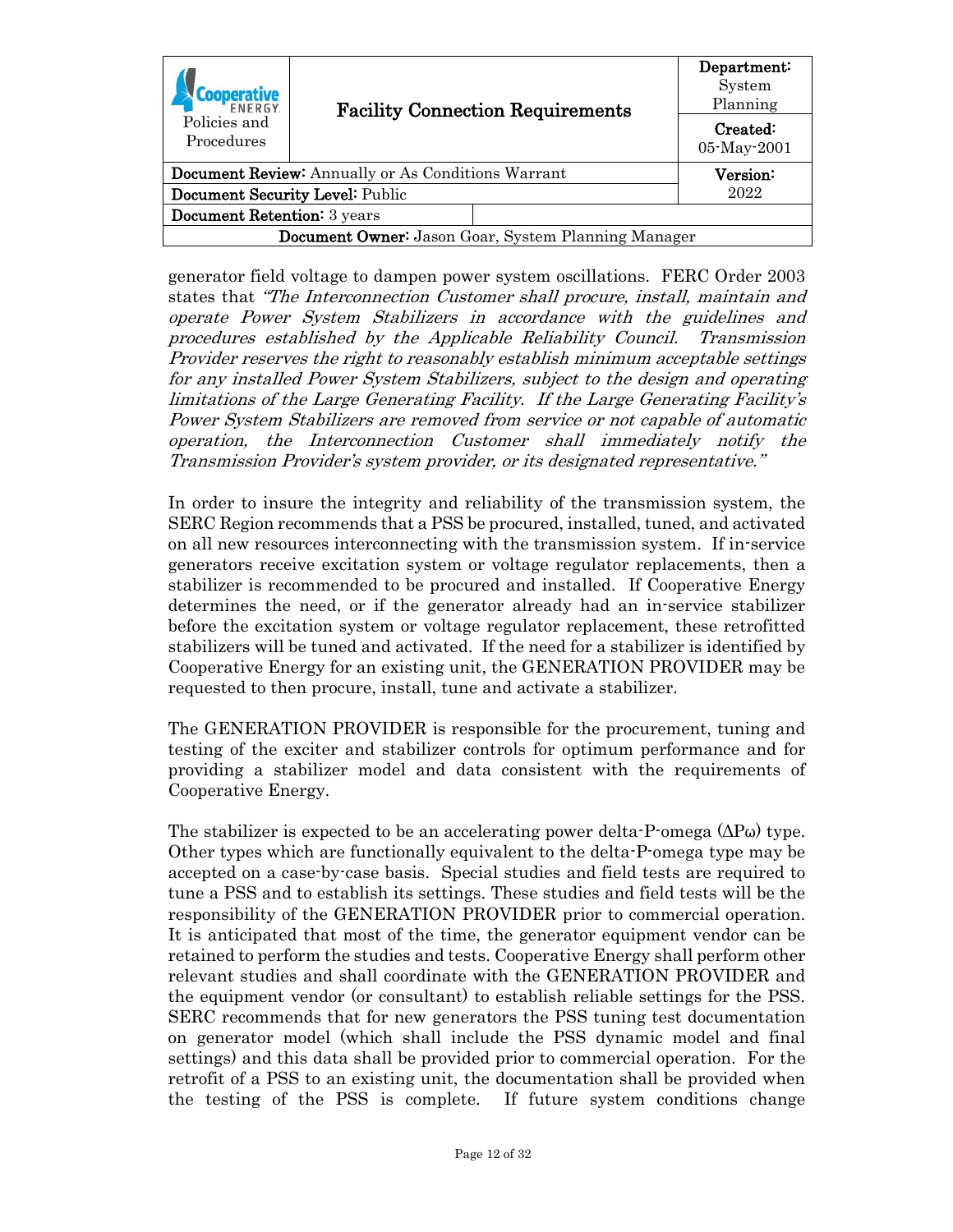generator field voltage to dampen power system oscillations. FERC Order 2003 states that *"The Interconnection Customer shall procure, install, maintain and operate Power System Stabilizers in accordance with the guidelines and procedures established by the Applicable Reliability Council. Transmission Provider reserves the right to reasonably establish minimum acceptable settings for any installed Power System Stabilizers, subject to the design and operating limitations of the Large Generating Facility. If the Large Generating Facility's Power System Stabilizers are removed from service or not capable of automatic operation, the Interconnection Customer shall immediately notify the Transmission Provider's system provider, or its designated representative."*

In order to insure the integrity and reliability of the transmission system, the SERC Region recommends that a PSS be procured, installed, tuned, and activated on all new resources interconnecting with the transmission system. If in-service generators receive excitation system or voltage regulator replacements, then a stabilizer is recommended to be procured and installed. If Cooperative Energy determines the need, or if the generator already had an in-service stabilizer before the excitation system or voltage regulator replacement, these retrofitted stabilizers will be tuned and activated. If the need for a stabilizer is identified by Cooperative Energy for an existing unit, the GENERATION PROVIDER may be requested to then procure, install, tune and activate a stabilizer.

The GENERATION PROVIDER is responsible for the procurement, tuning and testing of the exciter and stabilizer controls for optimum performance and for providing a stabilizer model and data consistent with the requirements of Cooperative Energy.

The stabilizer is expected to be an accelerating power delta-P-omega ($\Delta P\omega$) type. Other types which are functionally equivalent to the delta-P-omega type may be accepted on a case-by-case basis. Special studies and field tests are required to tune a PSS and to establish its settings. These studies and field tests will be the responsibility of the GENERATION PROVIDER prior to commercial operation. It is anticipated that most of the time, the generator equipment vendor can be retained to perform the studies and tests. Cooperative Energy shall perform other relevant studies and shall coordinate with the GENERATION PROVIDER and the equipment vendor (or consultant) to establish reliable settings for the PSS. SERC recommends that for new generators the PSS tuning test documentation on generator model (which shall include the PSS dynamic model and final settings) and this data shall be provided prior to commercial operation. For the retrofit of a PSS to an existing unit, the documentation shall be provided when the testing of the PSS is complete. If future system conditions change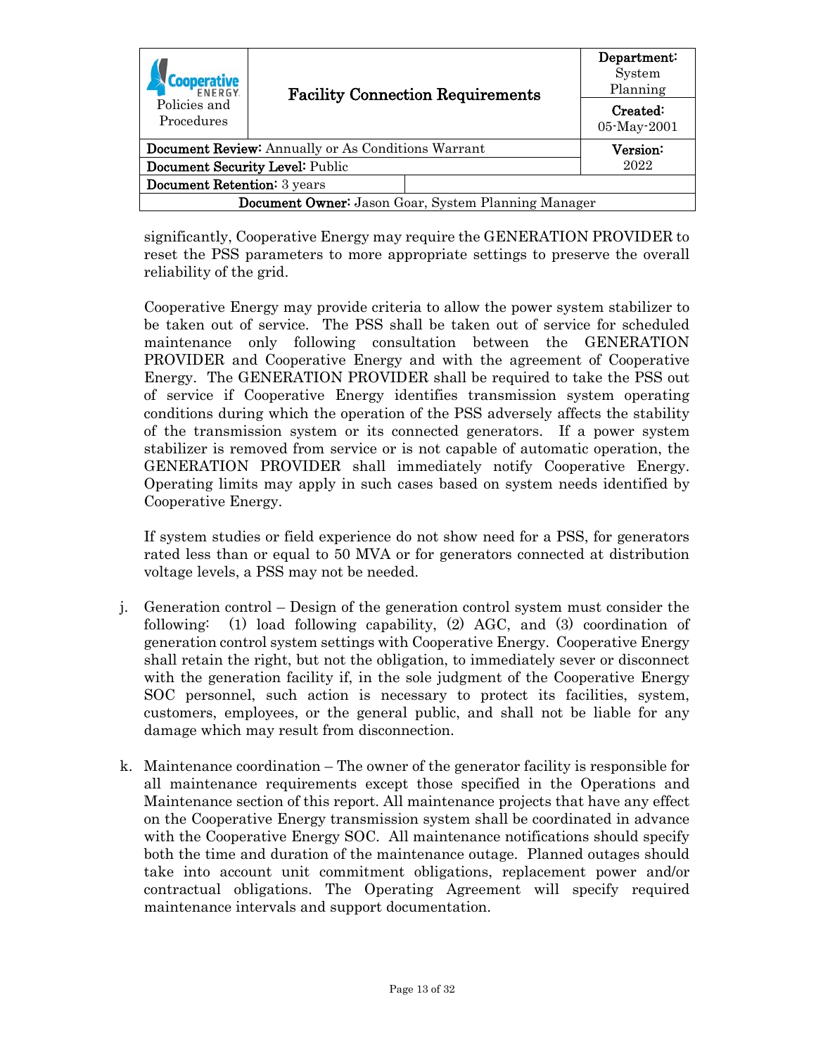significantly, Cooperative Energy may require the GENERATION PROVIDER to reset the PSS parameters to more appropriate settings to preserve the overall reliability of the grid.

Cooperative Energy may provide criteria to allow the power system stabilizer to be taken out of service. The PSS shall be taken out of service for scheduled maintenance only following consultation between the GENERATION PROVIDER and Cooperative Energy and with the agreement of Cooperative Energy. The GENERATION PROVIDER shall be required to take the PSS out of service if Cooperative Energy identifies transmission system operating conditions during which the operation of the PSS adversely affects the stability of the transmission system or its connected generators. If a power system stabilizer is removed from service or is not capable of automatic operation, the GENERATION PROVIDER shall immediately notify Cooperative Energy. Operating limits may apply in such cases based on system needs identified by Cooperative Energy.

If system studies or field experience do not show need for a PSS, for generators rated less than or equal to 50 MVA or for generators connected at distribution voltage levels, a PSS may not be needed.

j. Generation control – Design of the generation control system must consider the following: (1) load following capability, (2) AGC, and (3) coordination of generation control system settings with Cooperative Energy. Cooperative Energy shall retain the right, but not the obligation, to immediately sever or disconnect with the generation facility if, in the sole judgment of the Cooperative Energy SOC personnel, such action is necessary to protect its facilities, system, customers, employees, or the general public, and shall not be liable for any damage which may result from disconnection.

k. Maintenance coordination – The owner of the generator facility is responsible for all maintenance requirements except those specified in the Operations and Maintenance section of this report. All maintenance projects that have any effect on the Cooperative Energy transmission system shall be coordinated in advance with the Cooperative Energy SOC. All maintenance notifications should specify both the time and duration of the maintenance outage. Planned outages should take into account unit commitment obligations, replacement power and/or contractual obligations. The Operating Agreement will specify required maintenance intervals and support documentation.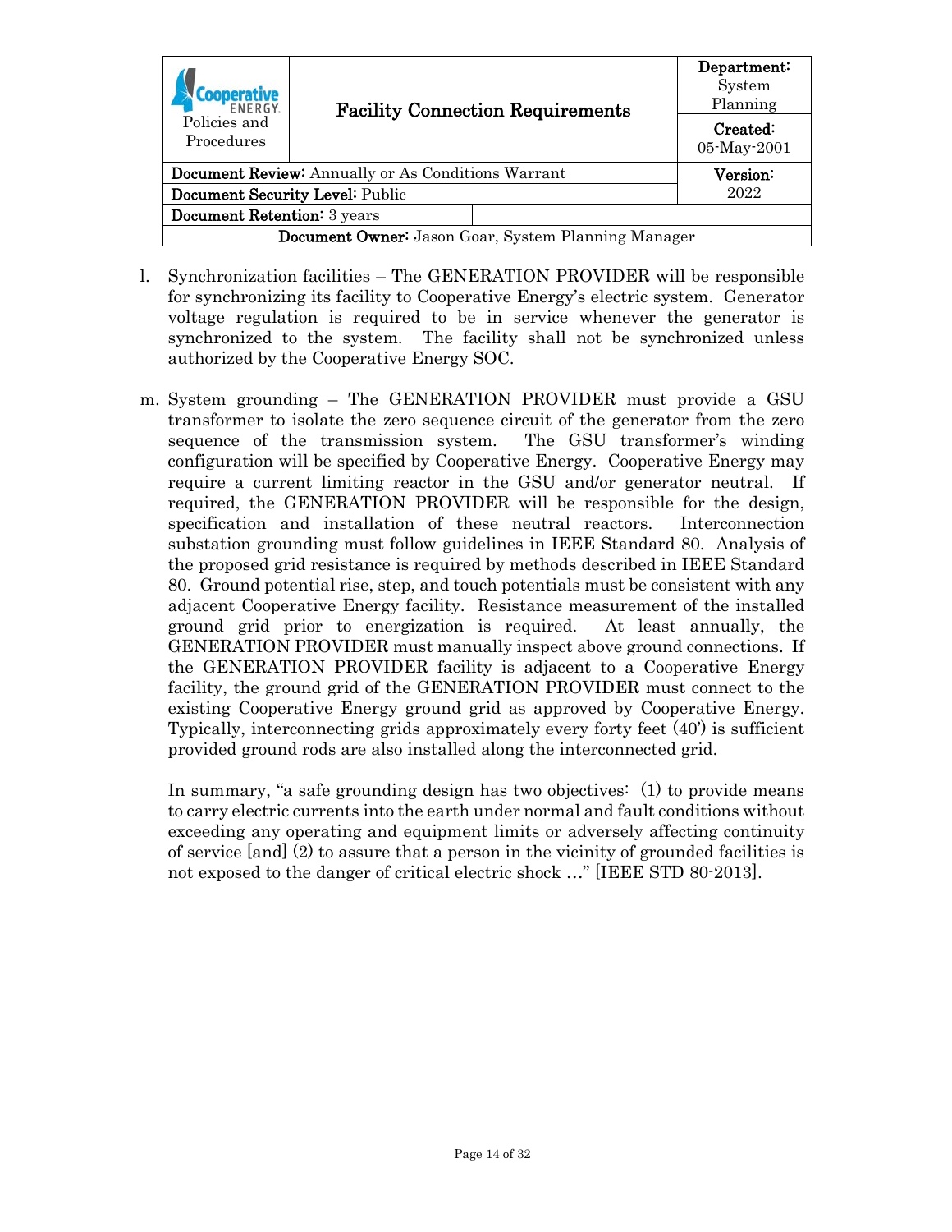l. Synchronization facilities – The GENERATION PROVIDER will be responsible for synchronizing its facility to Cooperative Energy's electric system. Generator voltage regulation is required to be in service whenever the generator is synchronized to the system. The facility shall not be synchronized unless authorized by the Cooperative Energy SOC.

m. System grounding – The GENERATION PROVIDER must provide a GSU transformer to isolate the zero sequence circuit of the generator from the zero sequence of the transmission system. The GSU transformer's winding configuration will be specified by Cooperative Energy. Cooperative Energy may require a current limiting reactor in the GSU and/or generator neutral. If required, the GENERATION PROVIDER will be responsible for the design, specification and installation of these neutral reactors. Interconnection substation grounding must follow guidelines in IEEE Standard 80. Analysis of the proposed grid resistance is required by methods described in IEEE Standard 80. Ground potential rise, step, and touch potentials must be consistent with any adjacent Cooperative Energy facility. Resistance measurement of the installed ground grid prior to energization is required. At least annually, the GENERATION PROVIDER must manually inspect above ground connections. If the GENERATION PROVIDER facility is adjacent to a Cooperative Energy facility, the ground grid of the GENERATION PROVIDER must connect to the existing Cooperative Energy ground grid as approved by Cooperative Energy. Typically, interconnecting grids approximately every forty feet (40') is sufficient provided ground rods are also installed along the interconnected grid.

   In summary, "a safe grounding design has two objectives: (1) to provide means to carry electric currents into the earth under normal and fault conditions without exceeding any operating and equipment limits or adversely affecting continuity of service [and] (2) to assure that a person in the vicinity of grounded facilities is not exposed to the danger of critical electric shock …" [IEEE STD 80-2013].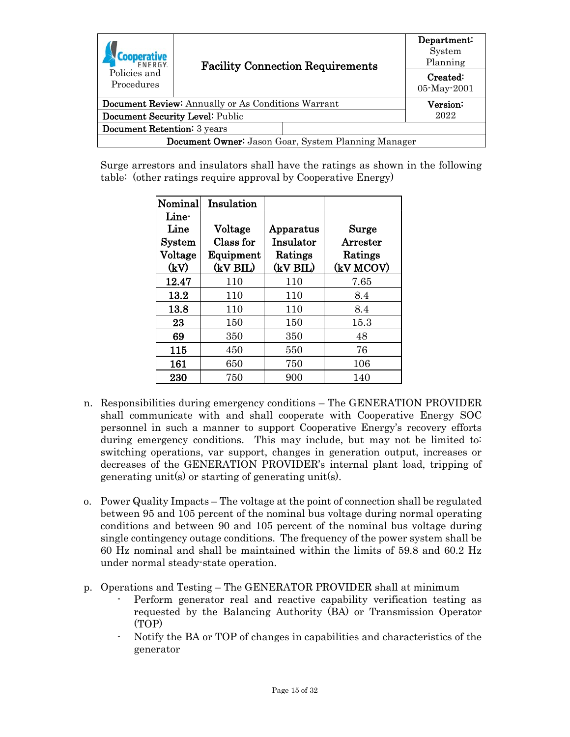Surge arrestors and insulators shall have the ratings as shown in the following table: (other ratings require approval by Cooperative Energy)

| Nominal Line-Line System Voltage (kV) | Insulation Voltage Class for Equipment (kV BIL) | Apparatus Insulator Ratings (kV BIL) | Surge Arrester Ratings (kV MCOV) |
|---|---|---|---|
| **12.47** | 110 | 110 | 7.65 |
| **13.2** | 110 | 110 | 8.4 |
| **13.8** | 110 | 110 | 8.4 |
| **23** | 150 | 150 | 15.3 |
| **69** | 350 | 350 | 48 |
| **115** | 450 | 550 | 76 |
| **161** | 650 | 750 | 106 |
| **230** | 750 | 900 | 140 |

n. Responsibilities during emergency conditions – The GENERATION PROVIDER shall communicate with and shall cooperate with Cooperative Energy SOC personnel in such a manner to support Cooperative Energy's recovery efforts during emergency conditions. This may include, but may not be limited to: switching operations, var support, changes in generation output, increases or decreases of the GENERATION PROVIDER's internal plant load, tripping of generating unit(s) or starting of generating unit(s).

o. Power Quality Impacts – The voltage at the point of connection shall be regulated between 95 and 105 percent of the nominal bus voltage during normal operating conditions and between 90 and 105 percent of the nominal bus voltage during single contingency outage conditions. The frequency of the power system shall be 60 Hz nominal and shall be maintained within the limits of 59.8 and 60.2 Hz under normal steady-state operation.

p. Operations and Testing – The GENERATOR PROVIDER shall at minimum
   - Perform generator real and reactive capability verification testing as requested by the Balancing Authority (BA) or Transmission Operator (TOP)
   - Notify the BA or TOP of changes in capabilities and characteristics of the generator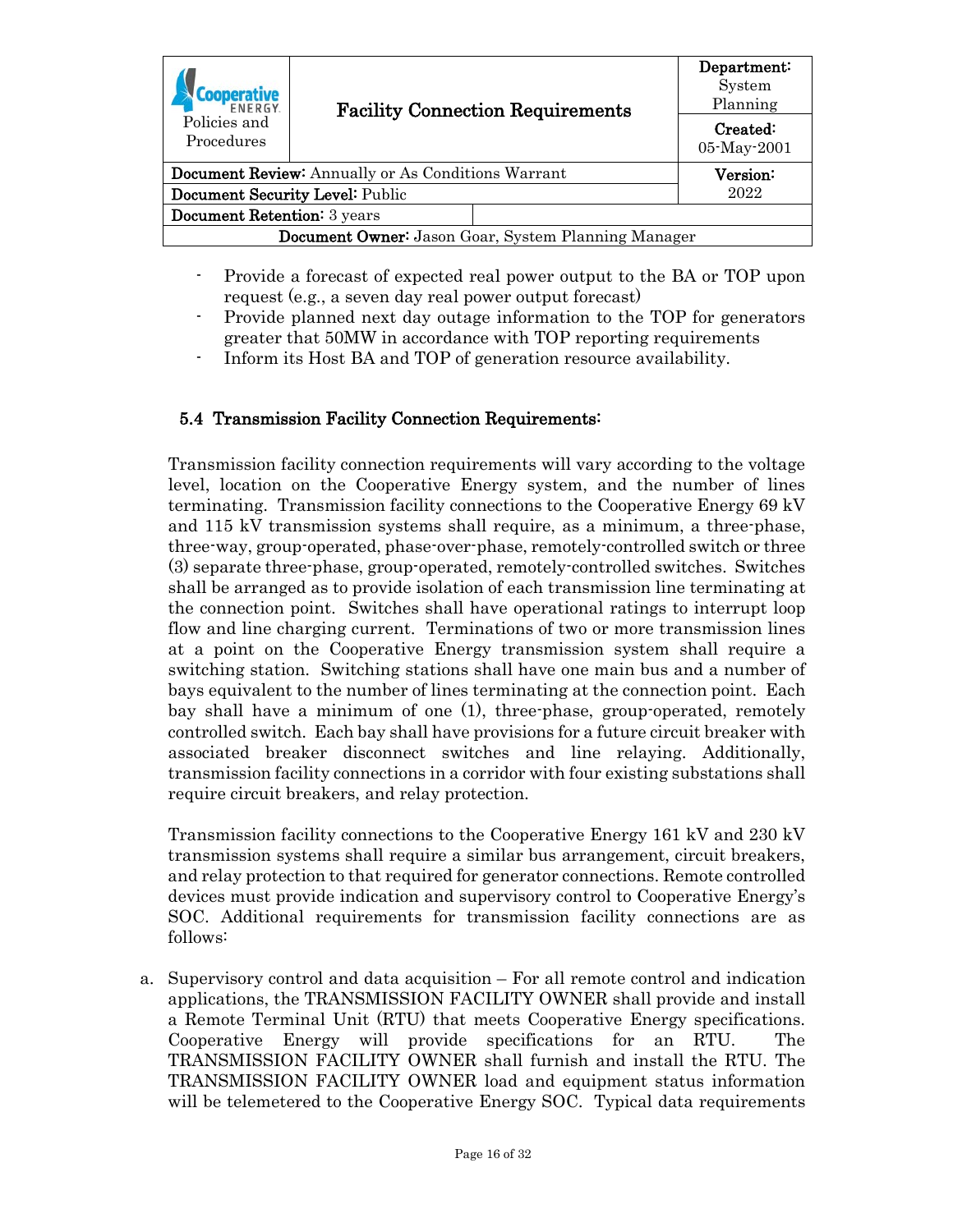- Provide a forecast of expected real power output to the BA or TOP upon request (e.g., a seven day real power output forecast)
- Provide planned next day outage information to the TOP for generators greater that 50MW in accordance with TOP reporting requirements
- Inform its Host BA and TOP of generation resource availability.

### 5.4 Transmission Facility Connection Requirements:

Transmission facility connection requirements will vary according to the voltage level, location on the Cooperative Energy system, and the number of lines terminating. Transmission facility connections to the Cooperative Energy 69 kV and 115 kV transmission systems shall require, as a minimum, a three-phase, three-way, group-operated, phase-over-phase, remotely-controlled switch or three (3) separate three-phase, group-operated, remotely-controlled switches. Switches shall be arranged as to provide isolation of each transmission line terminating at the connection point. Switches shall have operational ratings to interrupt loop flow and line charging current. Terminations of two or more transmission lines at a point on the Cooperative Energy transmission system shall require a switching station. Switching stations shall have one main bus and a number of bays equivalent to the number of lines terminating at the connection point. Each bay shall have a minimum of one (1), three-phase, group-operated, remotely controlled switch. Each bay shall have provisions for a future circuit breaker with associated breaker disconnect switches and line relaying. Additionally, transmission facility connections in a corridor with four existing substations shall require circuit breakers, and relay protection.

Transmission facility connections to the Cooperative Energy 161 kV and 230 kV transmission systems shall require a similar bus arrangement, circuit breakers, and relay protection to that required for generator connections. Remote controlled devices must provide indication and supervisory control to Cooperative Energy's SOC. Additional requirements for transmission facility connections are as follows:

a. Supervisory control and data acquisition – For all remote control and indication applications, the TRANSMISSION FACILITY OWNER shall provide and install a Remote Terminal Unit (RTU) that meets Cooperative Energy specifications. Cooperative Energy will provide specifications for an RTU. The TRANSMISSION FACILITY OWNER shall furnish and install the RTU. The TRANSMISSION FACILITY OWNER load and equipment status information will be telemetered to the Cooperative Energy SOC. Typical data requirements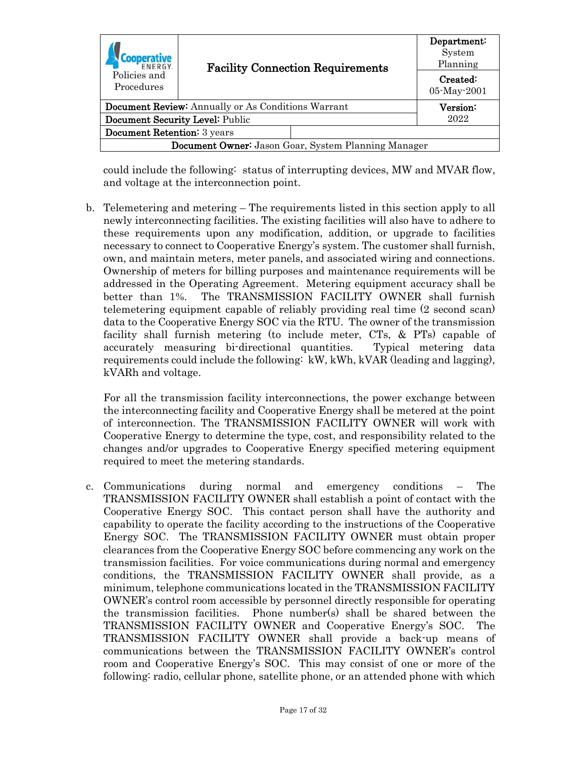could include the following: status of interrupting devices, MW and MVAR flow, and voltage at the interconnection point.

b. Telemetering and metering – The requirements listed in this section apply to all newly interconnecting facilities. The existing facilities will also have to adhere to these requirements upon any modification, addition, or upgrade to facilities necessary to connect to Cooperative Energy's system. The customer shall furnish, own, and maintain meters, meter panels, and associated wiring and connections. Ownership of meters for billing purposes and maintenance requirements will be addressed in the Operating Agreement. Metering equipment accuracy shall be better than 1%. The TRANSMISSION FACILITY OWNER shall furnish telemetering equipment capable of reliably providing real time (2 second scan) data to the Cooperative Energy SOC via the RTU. The owner of the transmission facility shall furnish metering (to include meter, CTs, & PTs) capable of accurately measuring bi-directional quantities. Typical metering data requirements could include the following: kW, kWh, kVAR (leading and lagging), kVARh and voltage.

   For all the transmission facility interconnections, the power exchange between the interconnecting facility and Cooperative Energy shall be metered at the point of interconnection. The TRANSMISSION FACILITY OWNER will work with Cooperative Energy to determine the type, cost, and responsibility related to the changes and/or upgrades to Cooperative Energy specified metering equipment required to meet the metering standards.

c. Communications during normal and emergency conditions – The TRANSMISSION FACILITY OWNER shall establish a point of contact with the Cooperative Energy SOC. This contact person shall have the authority and capability to operate the facility according to the instructions of the Cooperative Energy SOC. The TRANSMISSION FACILITY OWNER must obtain proper clearances from the Cooperative Energy SOC before commencing any work on the transmission facilities. For voice communications during normal and emergency conditions, the TRANSMISSION FACILITY OWNER shall provide, as a minimum, telephone communications located in the TRANSMISSION FACILITY OWNER's control room accessible by personnel directly responsible for operating the transmission facilities. Phone number(s) shall be shared between the TRANSMISSION FACILITY OWNER and Cooperative Energy's SOC. The TRANSMISSION FACILITY OWNER shall provide a back-up means of communications between the TRANSMISSION FACILITY OWNER's control room and Cooperative Energy's SOC. This may consist of one or more of the following: radio, cellular phone, satellite phone, or an attended phone with which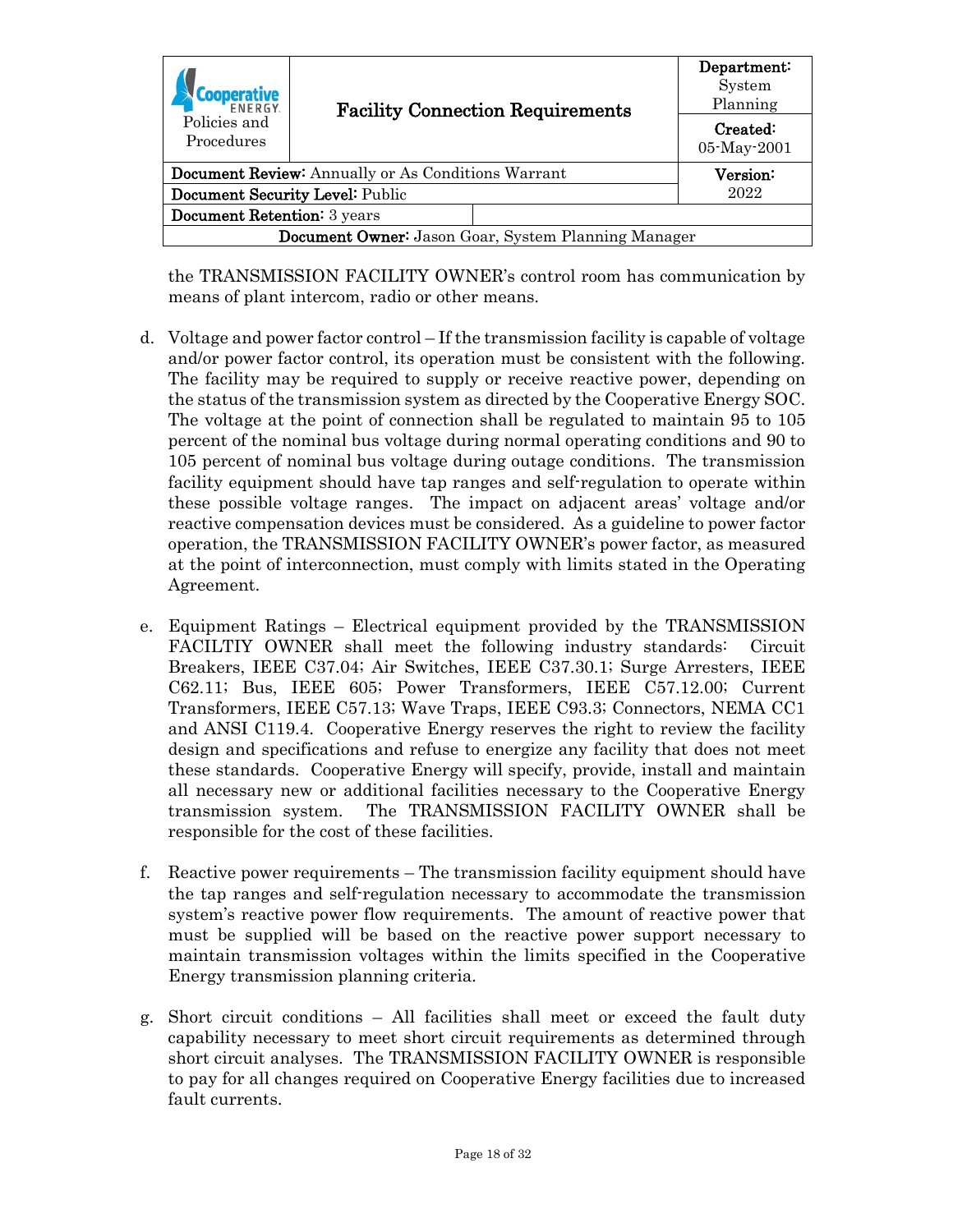the TRANSMISSION FACILITY OWNER's control room has communication by means of plant intercom, radio or other means.

d. Voltage and power factor control – If the transmission facility is capable of voltage and/or power factor control, its operation must be consistent with the following. The facility may be required to supply or receive reactive power, depending on the status of the transmission system as directed by the Cooperative Energy SOC. The voltage at the point of connection shall be regulated to maintain 95 to 105 percent of the nominal bus voltage during normal operating conditions and 90 to 105 percent of nominal bus voltage during outage conditions. The transmission facility equipment should have tap ranges and self-regulation to operate within these possible voltage ranges. The impact on adjacent areas' voltage and/or reactive compensation devices must be considered. As a guideline to power factor operation, the TRANSMISSION FACILITY OWNER's power factor, as measured at the point of interconnection, must comply with limits stated in the Operating Agreement.

e. Equipment Ratings – Electrical equipment provided by the TRANSMISSION FACILTIY OWNER shall meet the following industry standards: Circuit Breakers, IEEE C37.04; Air Switches, IEEE C37.30.1; Surge Arresters, IEEE C62.11; Bus, IEEE 605; Power Transformers, IEEE C57.12.00; Current Transformers, IEEE C57.13; Wave Traps, IEEE C93.3; Connectors, NEMA CC1 and ANSI C119.4. Cooperative Energy reserves the right to review the facility design and specifications and refuse to energize any facility that does not meet these standards. Cooperative Energy will specify, provide, install and maintain all necessary new or additional facilities necessary to the Cooperative Energy transmission system. The TRANSMISSION FACILITY OWNER shall be responsible for the cost of these facilities.

f. Reactive power requirements – The transmission facility equipment should have the tap ranges and self-regulation necessary to accommodate the transmission system's reactive power flow requirements. The amount of reactive power that must be supplied will be based on the reactive power support necessary to maintain transmission voltages within the limits specified in the Cooperative Energy transmission planning criteria.

g. Short circuit conditions – All facilities shall meet or exceed the fault duty capability necessary to meet short circuit requirements as determined through short circuit analyses. The TRANSMISSION FACILITY OWNER is responsible to pay for all changes required on Cooperative Energy facilities due to increased fault currents.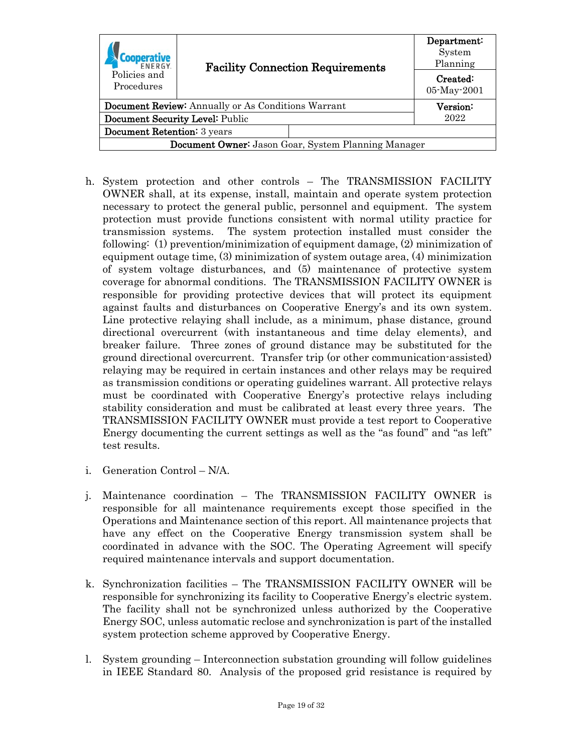h. System protection and other controls – The TRANSMISSION FACILITY OWNER shall, at its expense, install, maintain and operate system protection necessary to protect the general public, personnel and equipment. The system protection must provide functions consistent with normal utility practice for transmission systems. The system protection installed must consider the following: (1) prevention/minimization of equipment damage, (2) minimization of equipment outage time, (3) minimization of system outage area, (4) minimization of system voltage disturbances, and (5) maintenance of protective system coverage for abnormal conditions. The TRANSMISSION FACILITY OWNER is responsible for providing protective devices that will protect its equipment against faults and disturbances on Cooperative Energy's and its own system. Line protective relaying shall include, as a minimum, phase distance, ground directional overcurrent (with instantaneous and time delay elements), and breaker failure. Three zones of ground distance may be substituted for the ground directional overcurrent. Transfer trip (or other communication-assisted) relaying may be required in certain instances and other relays may be required as transmission conditions or operating guidelines warrant. All protective relays must be coordinated with Cooperative Energy's protective relays including stability consideration and must be calibrated at least every three years. The TRANSMISSION FACILITY OWNER must provide a test report to Cooperative Energy documenting the current settings as well as the "as found" and "as left" test results.

i. Generation Control – N/A.

j. Maintenance coordination – The TRANSMISSION FACILITY OWNER is responsible for all maintenance requirements except those specified in the Operations and Maintenance section of this report. All maintenance projects that have any effect on the Cooperative Energy transmission system shall be coordinated in advance with the SOC. The Operating Agreement will specify required maintenance intervals and support documentation.

k. Synchronization facilities – The TRANSMISSION FACILITY OWNER will be responsible for synchronizing its facility to Cooperative Energy's electric system. The facility shall not be synchronized unless authorized by the Cooperative Energy SOC, unless automatic reclose and synchronization is part of the installed system protection scheme approved by Cooperative Energy.

l. System grounding – Interconnection substation grounding will follow guidelines in IEEE Standard 80. Analysis of the proposed grid resistance is required by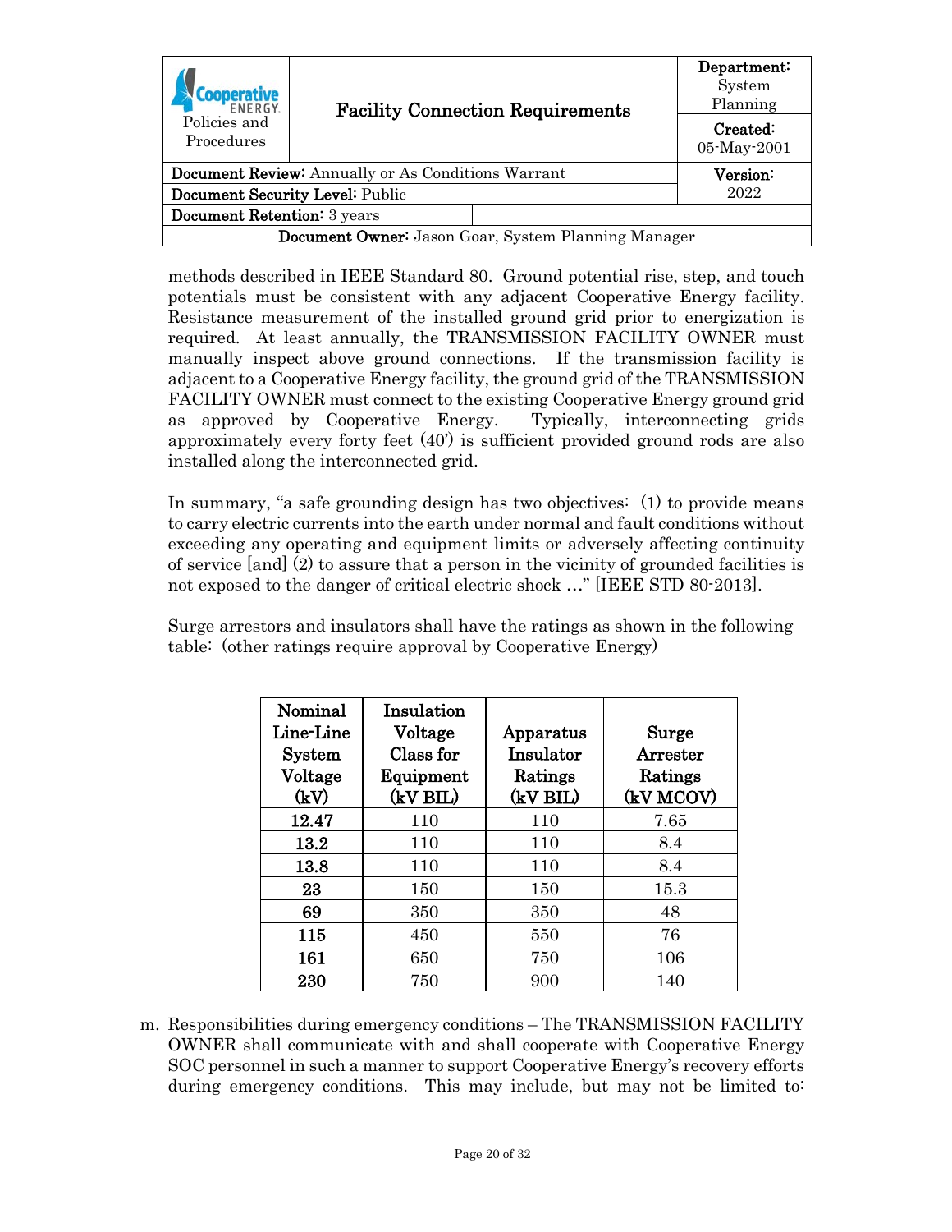methods described in IEEE Standard 80. Ground potential rise, step, and touch potentials must be consistent with any adjacent Cooperative Energy facility. Resistance measurement of the installed ground grid prior to energization is required. At least annually, the TRANSMISSION FACILITY OWNER must manually inspect above ground connections. If the transmission facility is adjacent to a Cooperative Energy facility, the ground grid of the TRANSMISSION FACILITY OWNER must connect to the existing Cooperative Energy ground grid as approved by Cooperative Energy. Typically, interconnecting grids approximately every forty feet (40') is sufficient provided ground rods are also installed along the interconnected grid.

In summary, "a safe grounding design has two objectives: (1) to provide means to carry electric currents into the earth under normal and fault conditions without exceeding any operating and equipment limits or adversely affecting continuity of service [and] (2) to assure that a person in the vicinity of grounded facilities is not exposed to the danger of critical electric shock …" [IEEE STD 80-2013].

Surge arrestors and insulators shall have the ratings as shown in the following table: (other ratings require approval by Cooperative Energy)

| Nominal Line-Line System Voltage (kV) | Insulation Voltage Class for Equipment (kV BIL) | Apparatus Insulator Ratings (kV BIL) | Surge Arrester Ratings (kV MCOV) |
|---|---|---|---|
| **12.47** | 110 | 110 | 7.65 |
| **13.2** | 110 | 110 | 8.4 |
| **13.8** | 110 | 110 | 8.4 |
| **23** | 150 | 150 | 15.3 |
| **69** | 350 | 350 | 48 |
| **115** | 450 | 550 | 76 |
| **161** | 650 | 750 | 106 |
| **230** | 750 | 900 | 140 |

m. Responsibilities during emergency conditions – The TRANSMISSION FACILITY OWNER shall communicate with and shall cooperate with Cooperative Energy SOC personnel in such a manner to support Cooperative Energy's recovery efforts during emergency conditions. This may include, but may not be limited to: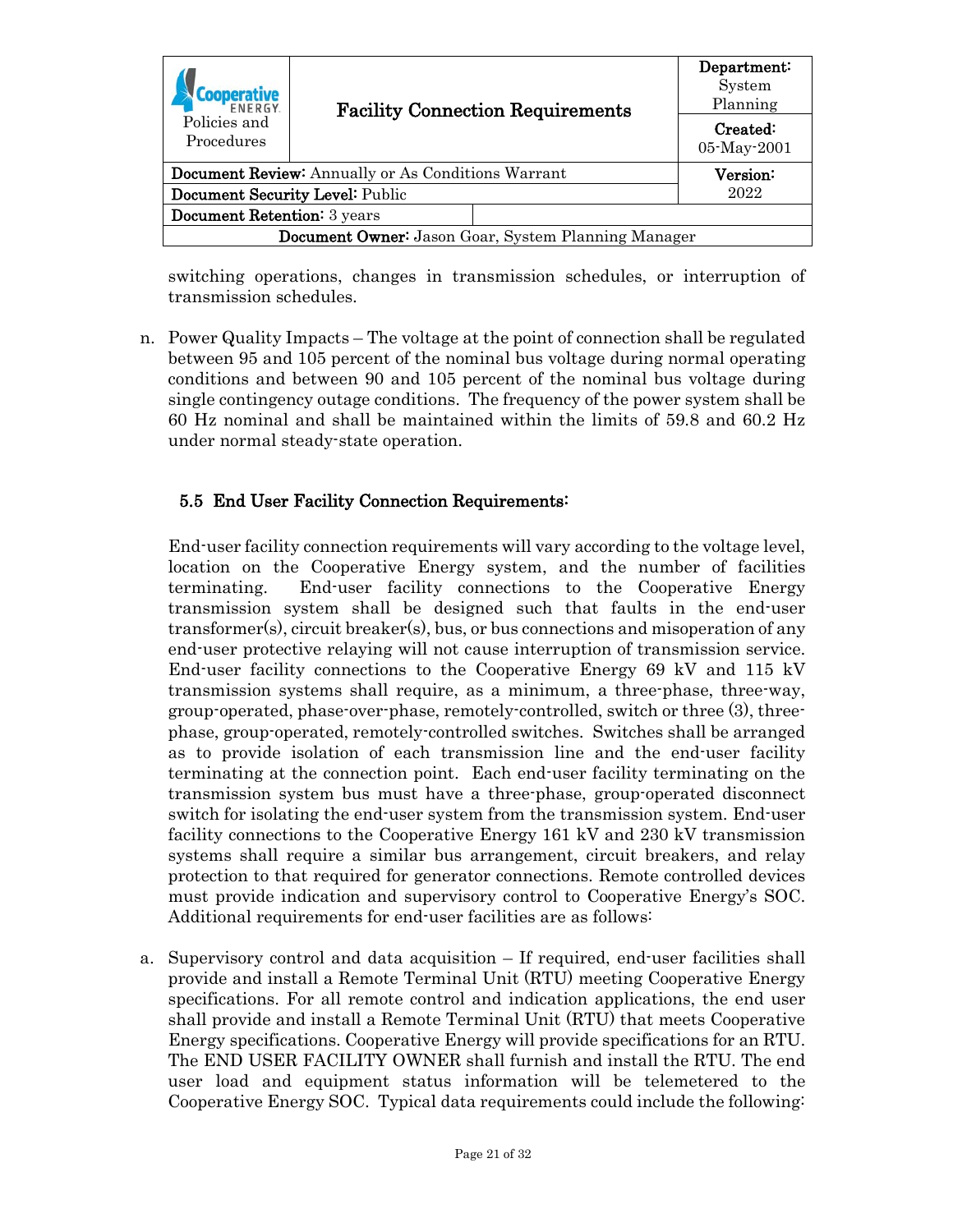switching operations, changes in transmission schedules, or interruption of transmission schedules.

n. Power Quality Impacts – The voltage at the point of connection shall be regulated between 95 and 105 percent of the nominal bus voltage during normal operating conditions and between 90 and 105 percent of the nominal bus voltage during single contingency outage conditions. The frequency of the power system shall be 60 Hz nominal and shall be maintained within the limits of 59.8 and 60.2 Hz under normal steady-state operation.

## 5.5 End User Facility Connection Requirements:

End-user facility connection requirements will vary according to the voltage level, location on the Cooperative Energy system, and the number of facilities terminating. End-user facility connections to the Cooperative Energy transmission system shall be designed such that faults in the end-user transformer(s), circuit breaker(s), bus, or bus connections and misoperation of any end-user protective relaying will not cause interruption of transmission service. End-user facility connections to the Cooperative Energy 69 kV and 115 kV transmission systems shall require, as a minimum, a three-phase, three-way, group-operated, phase-over-phase, remotely-controlled, switch or three (3), three-phase, group-operated, remotely-controlled switches. Switches shall be arranged as to provide isolation of each transmission line and the end-user facility terminating at the connection point. Each end-user facility terminating on the transmission system bus must have a three-phase, group-operated disconnect switch for isolating the end-user system from the transmission system. End-user facility connections to the Cooperative Energy 161 kV and 230 kV transmission systems shall require a similar bus arrangement, circuit breakers, and relay protection to that required for generator connections. Remote controlled devices must provide indication and supervisory control to Cooperative Energy's SOC. Additional requirements for end-user facilities are as follows:

a. Supervisory control and data acquisition – If required, end-user facilities shall provide and install a Remote Terminal Unit (RTU) meeting Cooperative Energy specifications. For all remote control and indication applications, the end user shall provide and install a Remote Terminal Unit (RTU) that meets Cooperative Energy specifications. Cooperative Energy will provide specifications for an RTU. The END USER FACILITY OWNER shall furnish and install the RTU. The end user load and equipment status information will be telemetered to the Cooperative Energy SOC. Typical data requirements could include the following: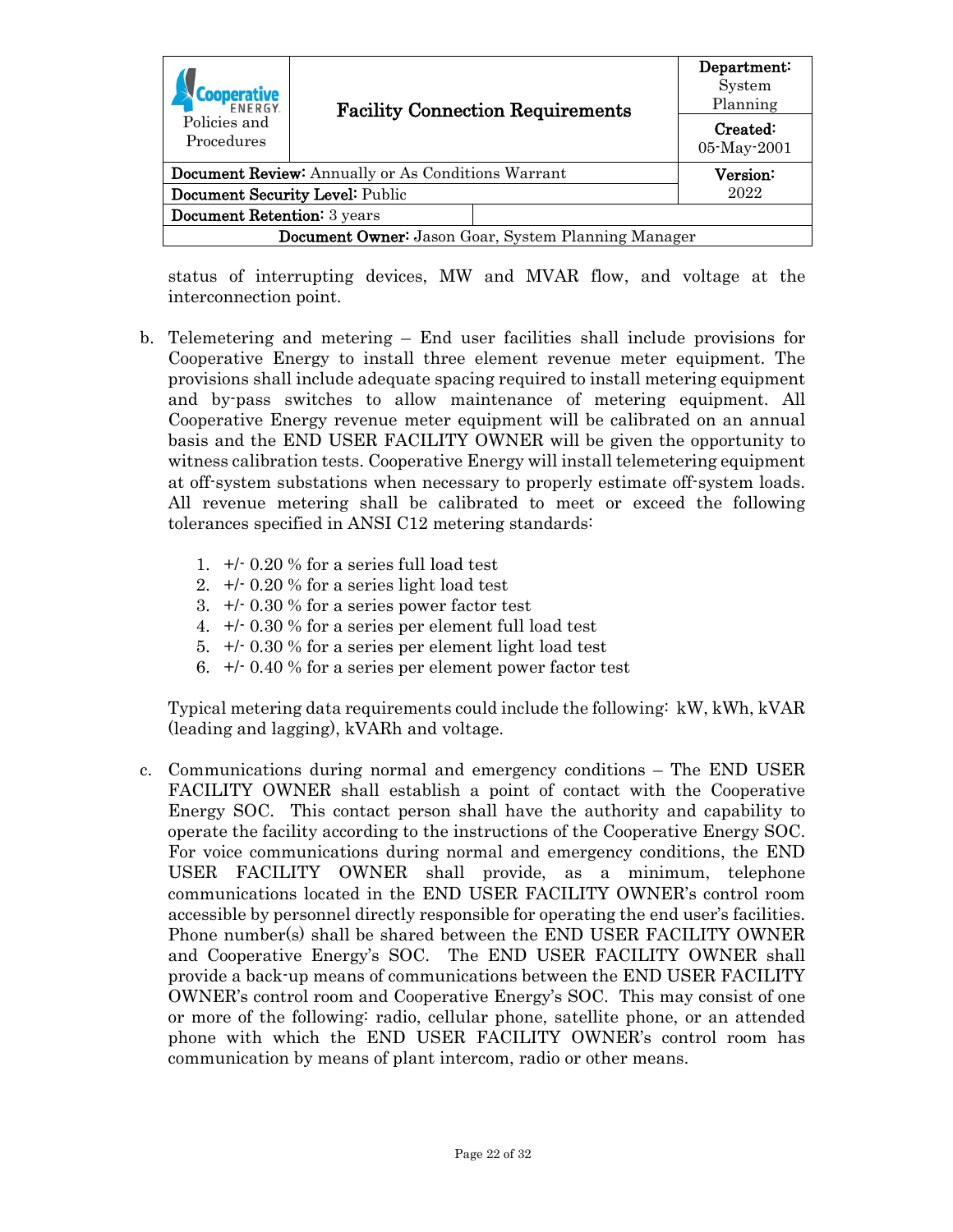status of interrupting devices, MW and MVAR flow, and voltage at the interconnection point.

b. Telemetering and metering – End user facilities shall include provisions for Cooperative Energy to install three element revenue meter equipment. The provisions shall include adequate spacing required to install metering equipment and by-pass switches to allow maintenance of metering equipment. All Cooperative Energy revenue meter equipment will be calibrated on an annual basis and the END USER FACILITY OWNER will be given the opportunity to witness calibration tests. Cooperative Energy will install telemetering equipment at off-system substations when necessary to properly estimate off-system loads. All revenue metering shall be calibrated to meet or exceed the following tolerances specified in ANSI C12 metering standards:

   1. +/- 0.20 % for a series full load test
   2. +/- 0.20 % for a series light load test
   3. +/- 0.30 % for a series power factor test
   4. +/- 0.30 % for a series per element full load test
   5. +/- 0.30 % for a series per element light load test
   6. +/- 0.40 % for a series per element power factor test

   Typical metering data requirements could include the following: kW, kWh, kVAR (leading and lagging), kVARh and voltage.

c. Communications during normal and emergency conditions – The END USER FACILITY OWNER shall establish a point of contact with the Cooperative Energy SOC. This contact person shall have the authority and capability to operate the facility according to the instructions of the Cooperative Energy SOC. For voice communications during normal and emergency conditions, the END USER FACILITY OWNER shall provide, as a minimum, telephone communications located in the END USER FACILITY OWNER's control room accessible by personnel directly responsible for operating the end user's facilities. Phone number(s) shall be shared between the END USER FACILITY OWNER and Cooperative Energy's SOC. The END USER FACILITY OWNER shall provide a back-up means of communications between the END USER FACILITY OWNER's control room and Cooperative Energy's SOC. This may consist of one or more of the following: radio, cellular phone, satellite phone, or an attended phone with which the END USER FACILITY OWNER's control room has communication by means of plant intercom, radio or other means.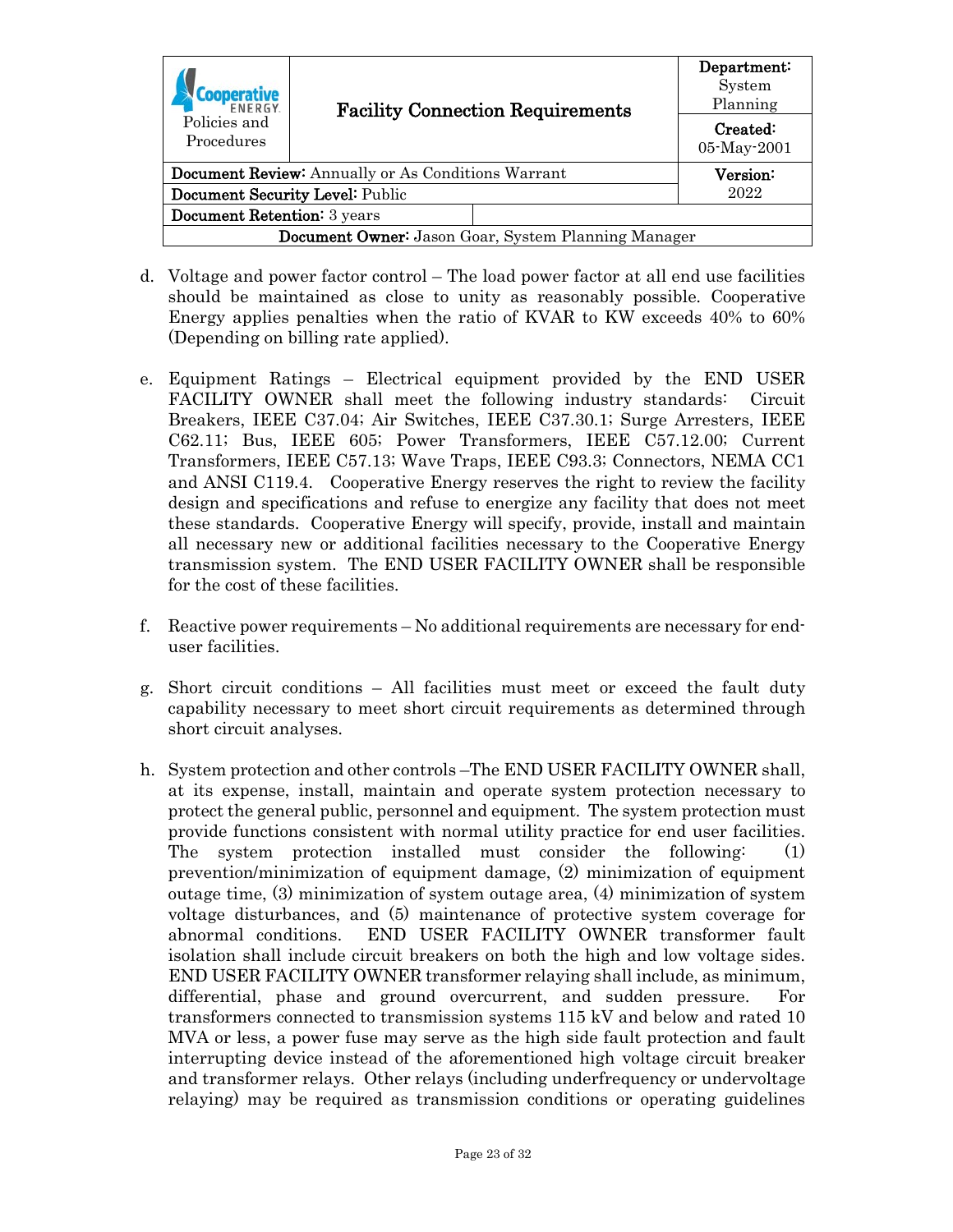d. Voltage and power factor control – The load power factor at all end use facilities should be maintained as close to unity as reasonably possible. Cooperative Energy applies penalties when the ratio of KVAR to KW exceeds 40% to 60% (Depending on billing rate applied).

e. Equipment Ratings – Electrical equipment provided by the END USER FACILITY OWNER shall meet the following industry standards: Circuit Breakers, IEEE C37.04; Air Switches, IEEE C37.30.1; Surge Arresters, IEEE C62.11; Bus, IEEE 605; Power Transformers, IEEE C57.12.00; Current Transformers, IEEE C57.13; Wave Traps, IEEE C93.3; Connectors, NEMA CC1 and ANSI C119.4. Cooperative Energy reserves the right to review the facility design and specifications and refuse to energize any facility that does not meet these standards. Cooperative Energy will specify, provide, install and maintain all necessary new or additional facilities necessary to the Cooperative Energy transmission system. The END USER FACILITY OWNER shall be responsible for the cost of these facilities.

f. Reactive power requirements – No additional requirements are necessary for end-user facilities.

g. Short circuit conditions – All facilities must meet or exceed the fault duty capability necessary to meet short circuit requirements as determined through short circuit analyses.

h. System protection and other controls –The END USER FACILITY OWNER shall, at its expense, install, maintain and operate system protection necessary to protect the general public, personnel and equipment. The system protection must provide functions consistent with normal utility practice for end user facilities. The system protection installed must consider the following: (1) prevention/minimization of equipment damage, (2) minimization of equipment outage time, (3) minimization of system outage area, (4) minimization of system voltage disturbances, and (5) maintenance of protective system coverage for abnormal conditions. END USER FACILITY OWNER transformer fault isolation shall include circuit breakers on both the high and low voltage sides. END USER FACILITY OWNER transformer relaying shall include, as minimum, differential, phase and ground overcurrent, and sudden pressure. For transformers connected to transmission systems 115 kV and below and rated 10 MVA or less, a power fuse may serve as the high side fault protection and fault interrupting device instead of the aforementioned high voltage circuit breaker and transformer relays. Other relays (including underfrequency or undervoltage relaying) may be required as transmission conditions or operating guidelines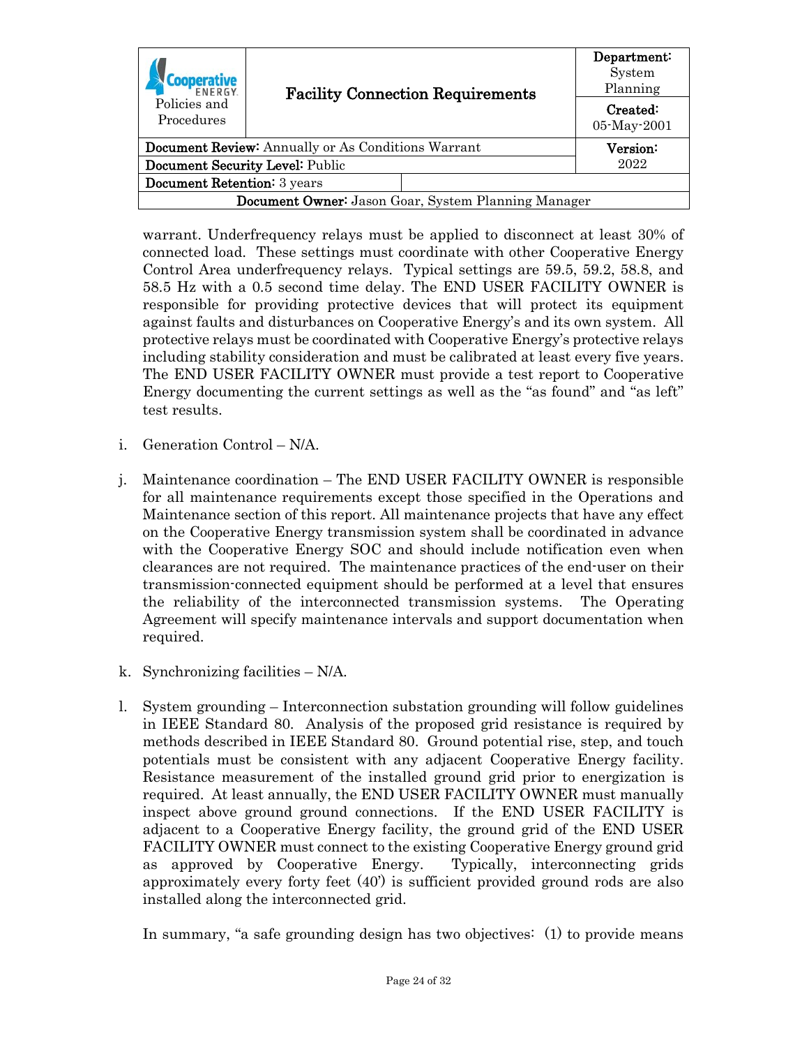warrant. Underfrequency relays must be applied to disconnect at least 30% of connected load. These settings must coordinate with other Cooperative Energy Control Area underfrequency relays. Typical settings are 59.5, 59.2, 58.8, and 58.5 Hz with a 0.5 second time delay. The END USER FACILITY OWNER is responsible for providing protective devices that will protect its equipment against faults and disturbances on Cooperative Energy's and its own system. All protective relays must be coordinated with Cooperative Energy's protective relays including stability consideration and must be calibrated at least every five years. The END USER FACILITY OWNER must provide a test report to Cooperative Energy documenting the current settings as well as the "as found" and "as left" test results.

i. Generation Control – N/A.

j. Maintenance coordination – The END USER FACILITY OWNER is responsible for all maintenance requirements except those specified in the Operations and Maintenance section of this report. All maintenance projects that have any effect on the Cooperative Energy transmission system shall be coordinated in advance with the Cooperative Energy SOC and should include notification even when clearances are not required. The maintenance practices of the end-user on their transmission-connected equipment should be performed at a level that ensures the reliability of the interconnected transmission systems. The Operating Agreement will specify maintenance intervals and support documentation when required.

k. Synchronizing facilities – N/A.

l. System grounding – Interconnection substation grounding will follow guidelines in IEEE Standard 80. Analysis of the proposed grid resistance is required by methods described in IEEE Standard 80. Ground potential rise, step, and touch potentials must be consistent with any adjacent Cooperative Energy facility. Resistance measurement of the installed ground grid prior to energization is required. At least annually, the END USER FACILITY OWNER must manually inspect above ground ground connections. If the END USER FACILITY is adjacent to a Cooperative Energy facility, the ground grid of the END USER FACILITY OWNER must connect to the existing Cooperative Energy ground grid as approved by Cooperative Energy. Typically, interconnecting grids approximately every forty feet (40') is sufficient provided ground rods are also installed along the interconnected grid.

In summary, "a safe grounding design has two objectives: (1) to provide means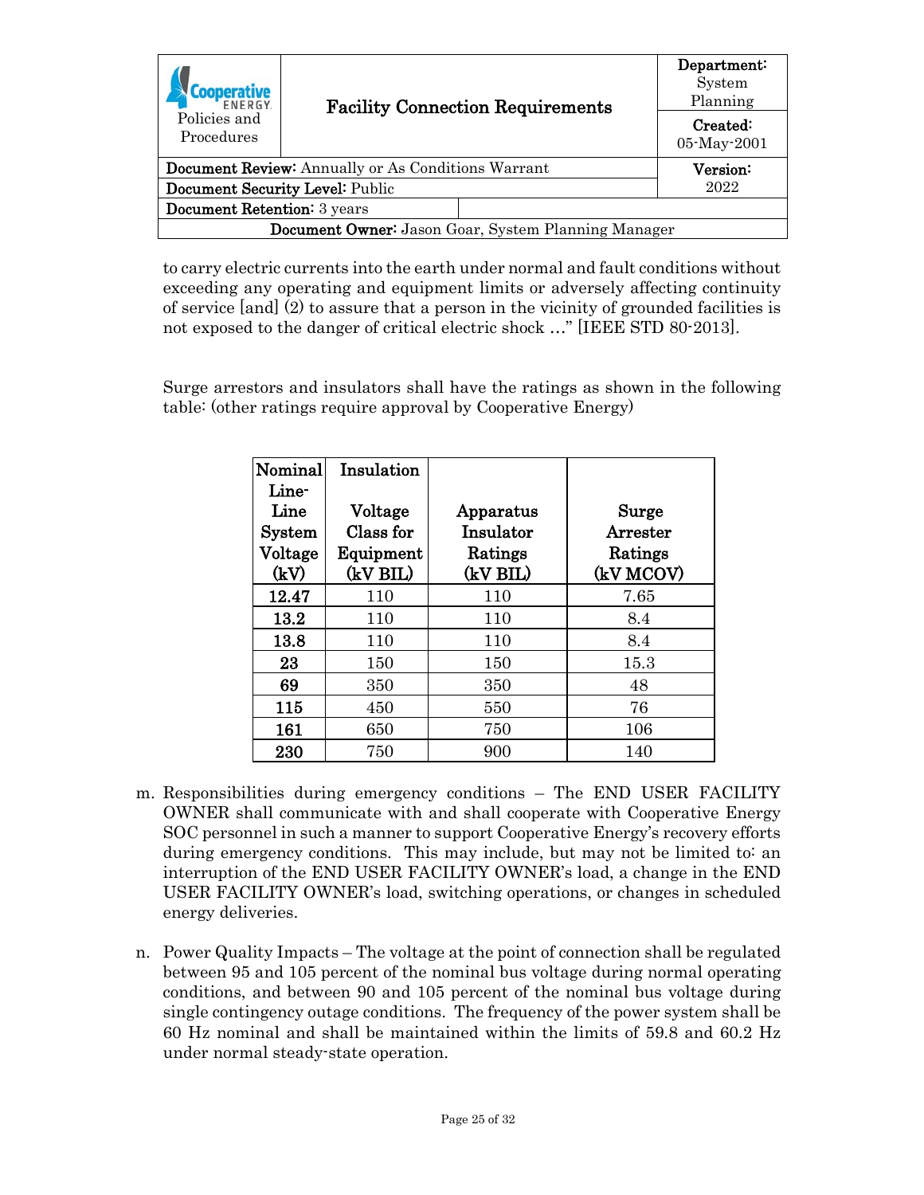to carry electric currents into the earth under normal and fault conditions without exceeding any operating and equipment limits or adversely affecting continuity of service [and] (2) to assure that a person in the vicinity of grounded facilities is not exposed to the danger of critical electric shock …" [IEEE STD 80-2013].

Surge arrestors and insulators shall have the ratings as shown in the following table: (other ratings require approval by Cooperative Energy)

| Nominal Line-Line System Voltage (kV) | Insulation Voltage Class for Equipment (kV BIL) | Apparatus Insulator Ratings (kV BIL) | Surge Arrester Ratings (kV MCOV) |
|---|---|---|---|
| **12.47** | 110 | 110 | 7.65 |
| **13.2** | 110 | 110 | 8.4 |
| **13.8** | 110 | 110 | 8.4 |
| **23** | 150 | 150 | 15.3 |
| **69** | 350 | 350 | 48 |
| **115** | 450 | 550 | 76 |
| **161** | 650 | 750 | 106 |
| **230** | 750 | 900 | 140 |

m. Responsibilities during emergency conditions – The END USER FACILITY OWNER shall communicate with and shall cooperate with Cooperative Energy SOC personnel in such a manner to support Cooperative Energy's recovery efforts during emergency conditions. This may include, but may not be limited to: an interruption of the END USER FACILITY OWNER's load, a change in the END USER FACILITY OWNER's load, switching operations, or changes in scheduled energy deliveries.

n. Power Quality Impacts – The voltage at the point of connection shall be regulated between 95 and 105 percent of the nominal bus voltage during normal operating conditions, and between 90 and 105 percent of the nominal bus voltage during single contingency outage conditions. The frequency of the power system shall be 60 Hz nominal and shall be maintained within the limits of 59.8 and 60.2 Hz under normal steady-state operation.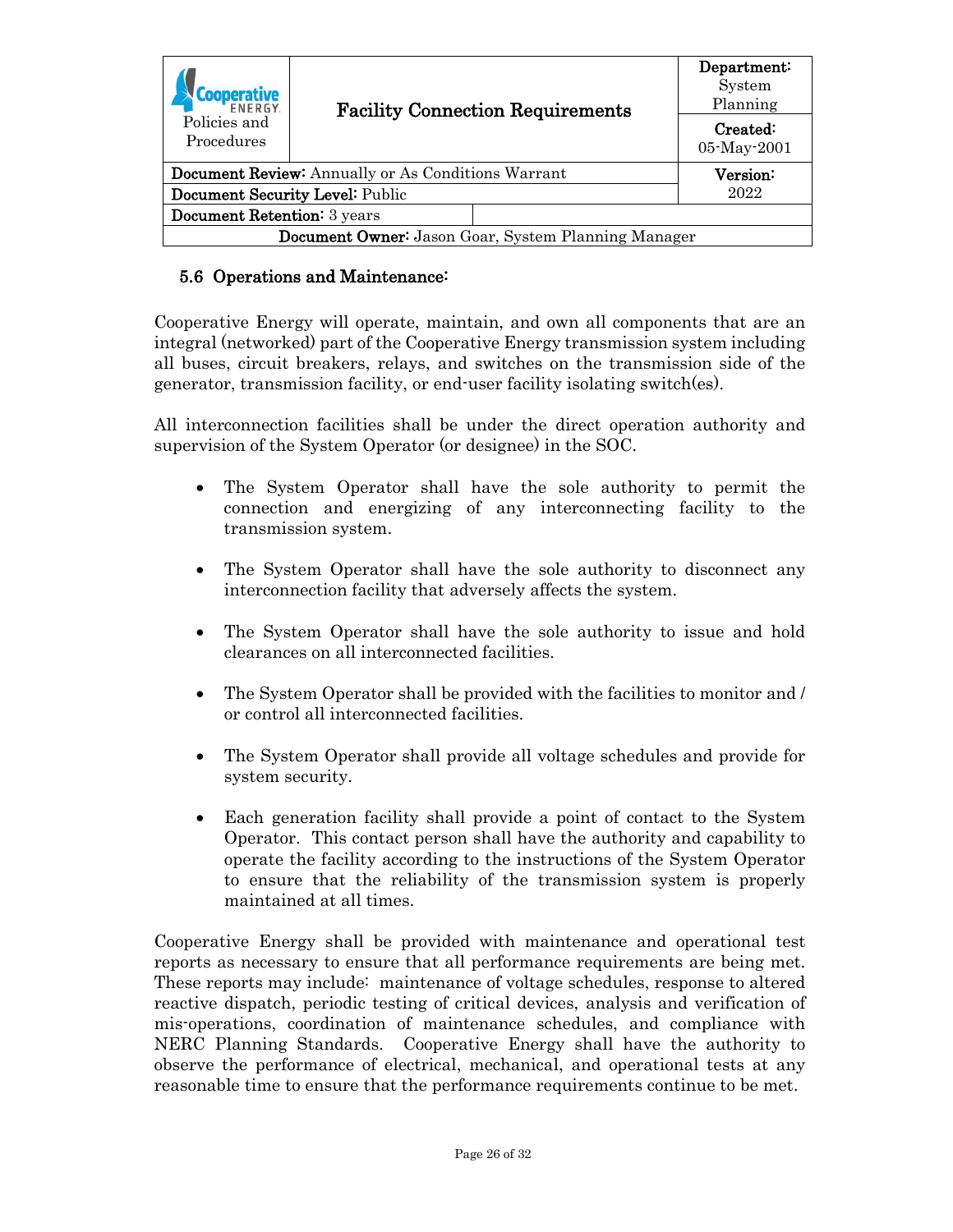### 5.6 Operations and Maintenance:

Cooperative Energy will operate, maintain, and own all components that are an integral (networked) part of the Cooperative Energy transmission system including all buses, circuit breakers, relays, and switches on the transmission side of the generator, transmission facility, or end-user facility isolating switch(es).

All interconnection facilities shall be under the direct operation authority and supervision of the System Operator (or designee) in the SOC.

- The System Operator shall have the sole authority to permit the connection and energizing of any interconnecting facility to the transmission system.

- The System Operator shall have the sole authority to disconnect any interconnection facility that adversely affects the system.

- The System Operator shall have the sole authority to issue and hold clearances on all interconnected facilities.

- The System Operator shall be provided with the facilities to monitor and / or control all interconnected facilities.

- The System Operator shall provide all voltage schedules and provide for system security.

- Each generation facility shall provide a point of contact to the System Operator. This contact person shall have the authority and capability to operate the facility according to the instructions of the System Operator to ensure that the reliability of the transmission system is properly maintained at all times.

Cooperative Energy shall be provided with maintenance and operational test reports as necessary to ensure that all performance requirements are being met. These reports may include: maintenance of voltage schedules, response to altered reactive dispatch, periodic testing of critical devices, analysis and verification of mis-operations, coordination of maintenance schedules, and compliance with NERC Planning Standards. Cooperative Energy shall have the authority to observe the performance of electrical, mechanical, and operational tests at any reasonable time to ensure that the performance requirements continue to be met.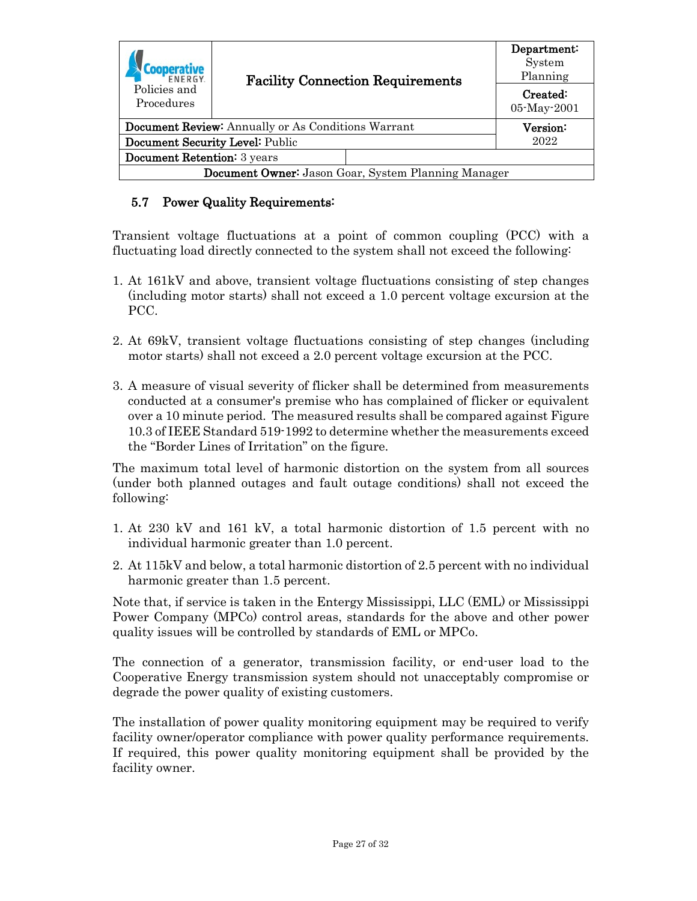### 5.7 Power Quality Requirements:

Transient voltage fluctuations at a point of common coupling (PCC) with a fluctuating load directly connected to the system shall not exceed the following:

1. At 161kV and above, transient voltage fluctuations consisting of step changes (including motor starts) shall not exceed a 1.0 percent voltage excursion at the PCC.

2. At 69kV, transient voltage fluctuations consisting of step changes (including motor starts) shall not exceed a 2.0 percent voltage excursion at the PCC.

3. A measure of visual severity of flicker shall be determined from measurements conducted at a consumer's premise who has complained of flicker or equivalent over a 10 minute period. The measured results shall be compared against Figure 10.3 of IEEE Standard 519-1992 to determine whether the measurements exceed the "Border Lines of Irritation" on the figure.

The maximum total level of harmonic distortion on the system from all sources (under both planned outages and fault outage conditions) shall not exceed the following:

1. At 230 kV and 161 kV, a total harmonic distortion of 1.5 percent with no individual harmonic greater than 1.0 percent.
2. At 115kV and below, a total harmonic distortion of 2.5 percent with no individual harmonic greater than 1.5 percent.

Note that, if service is taken in the Entergy Mississippi, LLC (EML) or Mississippi Power Company (MPCo) control areas, standards for the above and other power quality issues will be controlled by standards of EML or MPCo.

The connection of a generator, transmission facility, or end-user load to the Cooperative Energy transmission system should not unacceptably compromise or degrade the power quality of existing customers.

The installation of power quality monitoring equipment may be required to verify facility owner/operator compliance with power quality performance requirements. If required, this power quality monitoring equipment shall be provided by the facility owner.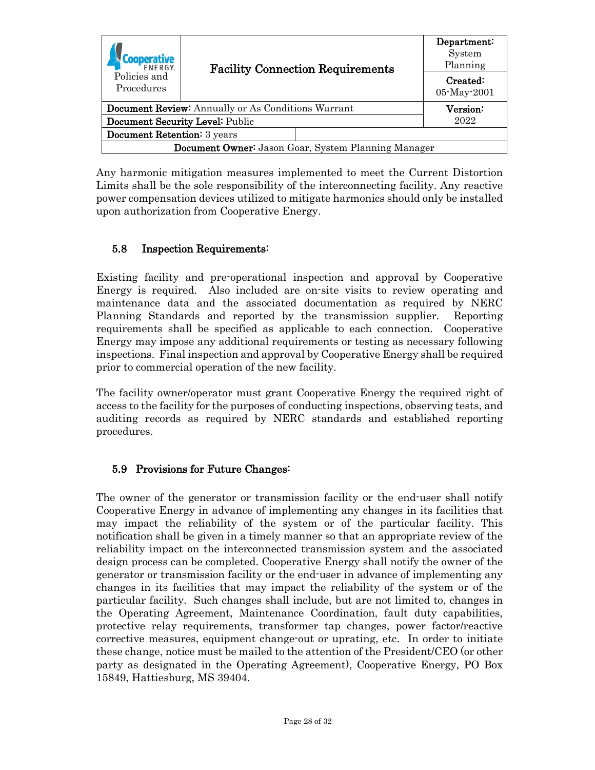Any harmonic mitigation measures implemented to meet the Current Distortion Limits shall be the sole responsibility of the interconnecting facility. Any reactive power compensation devices utilized to mitigate harmonics should only be installed upon authorization from Cooperative Energy.

### 5.8 Inspection Requirements:

Existing facility and pre-operational inspection and approval by Cooperative Energy is required. Also included are on-site visits to review operating and maintenance data and the associated documentation as required by NERC Planning Standards and reported by the transmission supplier. Reporting requirements shall be specified as applicable to each connection. Cooperative Energy may impose any additional requirements or testing as necessary following inspections. Final inspection and approval by Cooperative Energy shall be required prior to commercial operation of the new facility.

The facility owner/operator must grant Cooperative Energy the required right of access to the facility for the purposes of conducting inspections, observing tests, and auditing records as required by NERC standards and established reporting procedures.

### 5.9 Provisions for Future Changes:

The owner of the generator or transmission facility or the end-user shall notify Cooperative Energy in advance of implementing any changes in its facilities that may impact the reliability of the system or of the particular facility. This notification shall be given in a timely manner so that an appropriate review of the reliability impact on the interconnected transmission system and the associated design process can be completed. Cooperative Energy shall notify the owner of the generator or transmission facility or the end-user in advance of implementing any changes in its facilities that may impact the reliability of the system or of the particular facility. Such changes shall include, but are not limited to, changes in the Operating Agreement, Maintenance Coordination, fault duty capabilities, protective relay requirements, transformer tap changes, power factor/reactive corrective measures, equipment change-out or uprating, etc. In order to initiate these change, notice must be mailed to the attention of the President/CEO (or other party as designated in the Operating Agreement), Cooperative Energy, PO Box 15849, Hattiesburg, MS 39404.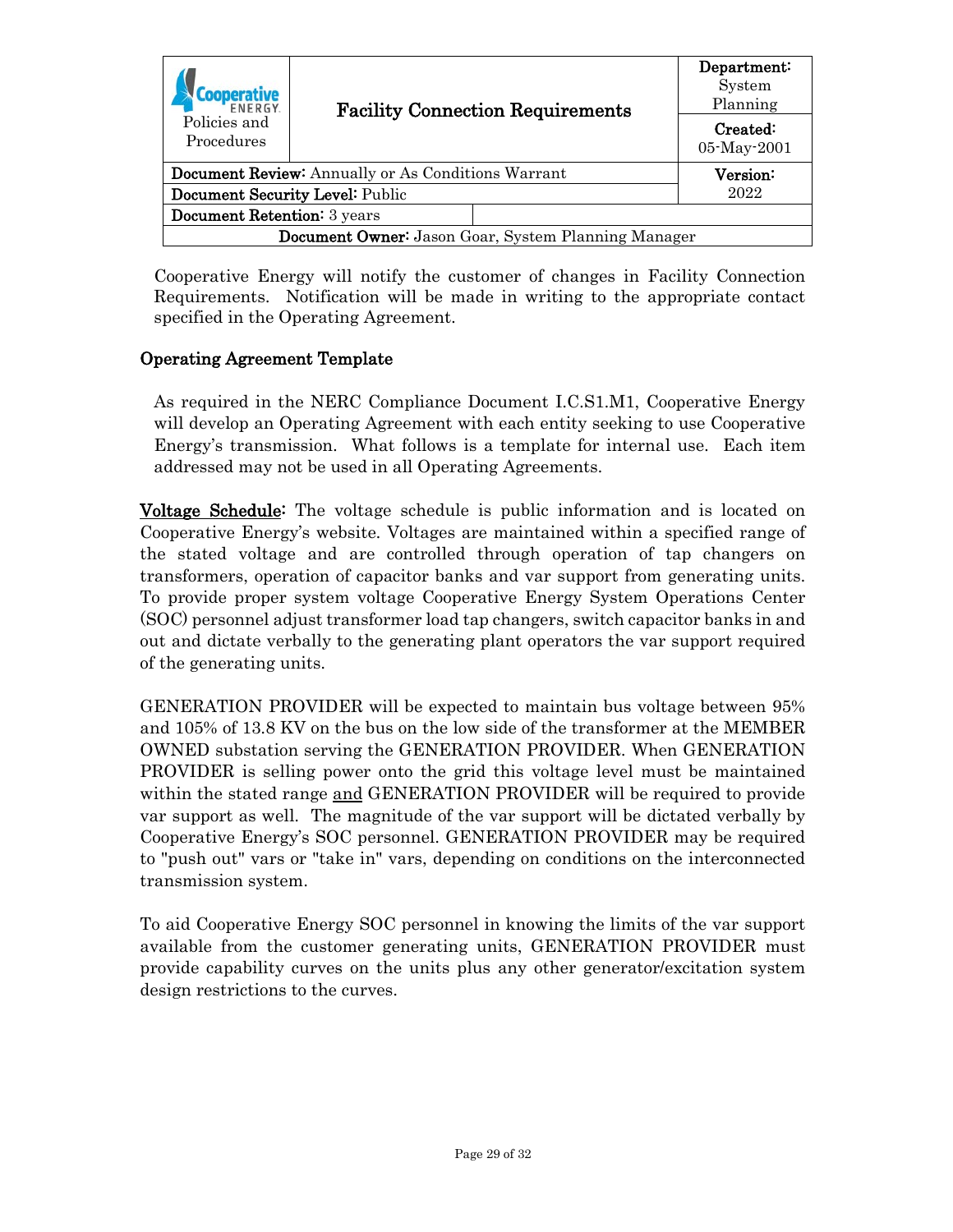Cooperative Energy will notify the customer of changes in Facility Connection Requirements. Notification will be made in writing to the appropriate contact specified in the Operating Agreement.

## Operating Agreement Template

As required in the NERC Compliance Document I.C.S1.M1, Cooperative Energy will develop an Operating Agreement with each entity seeking to use Cooperative Energy's transmission. What follows is a template for internal use. Each item addressed may not be used in all Operating Agreements.

**Voltage Schedule:** The voltage schedule is public information and is located on Cooperative Energy's website. Voltages are maintained within a specified range of the stated voltage and are controlled through operation of tap changers on transformers, operation of capacitor banks and var support from generating units. To provide proper system voltage Cooperative Energy System Operations Center (SOC) personnel adjust transformer load tap changers, switch capacitor banks in and out and dictate verbally to the generating plant operators the var support required of the generating units.

GENERATION PROVIDER will be expected to maintain bus voltage between 95% and 105% of 13.8 KV on the bus on the low side of the transformer at the MEMBER OWNED substation serving the GENERATION PROVIDER. When GENERATION PROVIDER is selling power onto the grid this voltage level must be maintained within the stated range and GENERATION PROVIDER will be required to provide var support as well. The magnitude of the var support will be dictated verbally by Cooperative Energy's SOC personnel. GENERATION PROVIDER may be required to "push out" vars or "take in" vars, depending on conditions on the interconnected transmission system.

To aid Cooperative Energy SOC personnel in knowing the limits of the var support available from the customer generating units, GENERATION PROVIDER must provide capability curves on the units plus any other generator/excitation system design restrictions to the curves.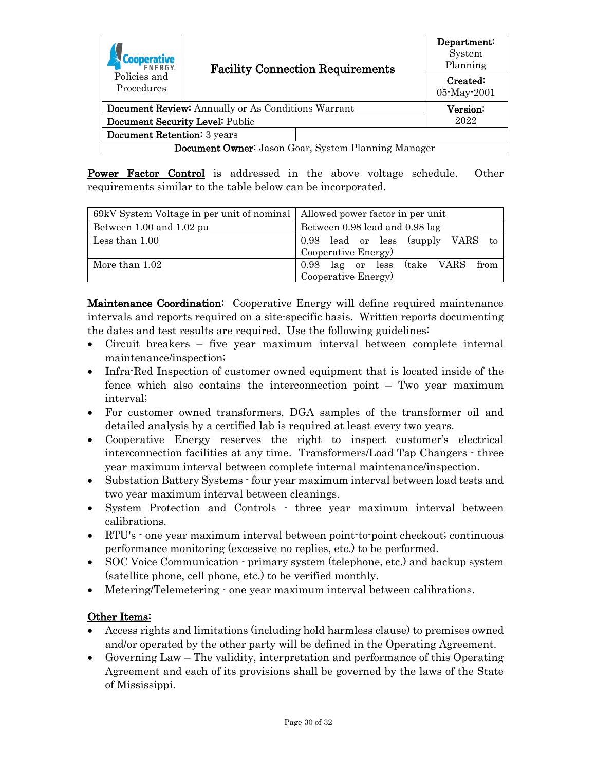**Power Factor Control** is addressed in the above voltage schedule. Other requirements similar to the table below can be incorporated.

| 69kV System Voltage in per unit of nominal | Allowed power factor in per unit |
|---|---|
| Between 1.00 and 1.02 pu | Between 0.98 lead and 0.98 lag |
| Less than 1.00 | 0.98 lead or less (supply VARS to Cooperative Energy) |
| More than 1.02 | 0.98 lag or less (take VARS from Cooperative Energy) |

**Maintenance Coordination:** Cooperative Energy will define required maintenance intervals and reports required on a site-specific basis. Written reports documenting the dates and test results are required. Use the following guidelines:

- Circuit breakers – five year maximum interval between complete internal maintenance/inspection;
- Infra-Red Inspection of customer owned equipment that is located inside of the fence which also contains the interconnection point – Two year maximum interval;
- For customer owned transformers, DGA samples of the transformer oil and detailed analysis by a certified lab is required at least every two years.
- Cooperative Energy reserves the right to inspect customer's electrical interconnection facilities at any time. Transformers/Load Tap Changers - three year maximum interval between complete internal maintenance/inspection.
- Substation Battery Systems - four year maximum interval between load tests and two year maximum interval between cleanings.
- System Protection and Controls - three year maximum interval between calibrations.
- RTU's - one year maximum interval between point-to-point checkout; continuous performance monitoring (excessive no replies, etc.) to be performed.
- SOC Voice Communication - primary system (telephone, etc.) and backup system (satellite phone, cell phone, etc.) to be verified monthly.
- Metering/Telemetering - one year maximum interval between calibrations.

**Other Items:**

- Access rights and limitations (including hold harmless clause) to premises owned and/or operated by the other party will be defined in the Operating Agreement.
- Governing Law – The validity, interpretation and performance of this Operating Agreement and each of its provisions shall be governed by the laws of the State of Mississippi.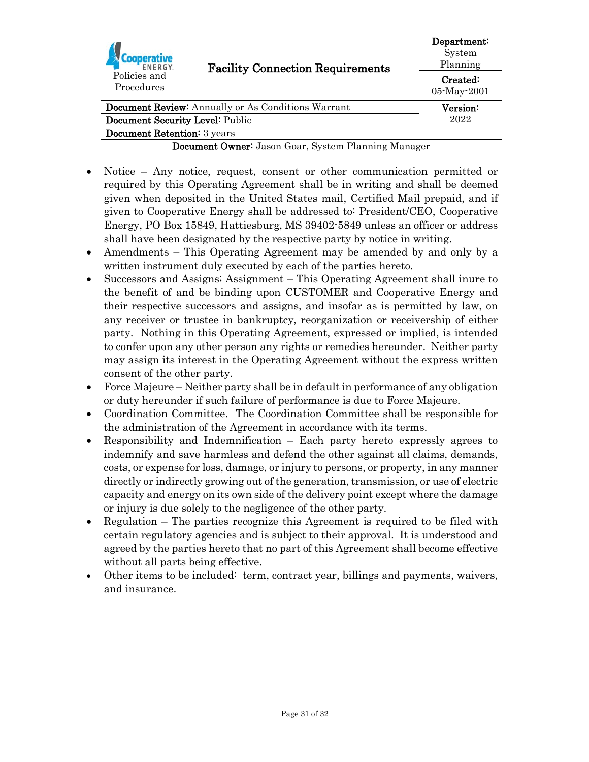- Notice – Any notice, request, consent or other communication permitted or required by this Operating Agreement shall be in writing and shall be deemed given when deposited in the United States mail, Certified Mail prepaid, and if given to Cooperative Energy shall be addressed to: President/CEO, Cooperative Energy, PO Box 15849, Hattiesburg, MS 39402-5849 unless an officer or address shall have been designated by the respective party by notice in writing.
- Amendments – This Operating Agreement may be amended by and only by a written instrument duly executed by each of the parties hereto.
- Successors and Assigns; Assignment – This Operating Agreement shall inure to the benefit of and be binding upon CUSTOMER and Cooperative Energy and their respective successors and assigns, and insofar as is permitted by law, on any receiver or trustee in bankruptcy, reorganization or receivership of either party. Nothing in this Operating Agreement, expressed or implied, is intended to confer upon any other person any rights or remedies hereunder. Neither party may assign its interest in the Operating Agreement without the express written consent of the other party.
- Force Majeure – Neither party shall be in default in performance of any obligation or duty hereunder if such failure of performance is due to Force Majeure.
- Coordination Committee. The Coordination Committee shall be responsible for the administration of the Agreement in accordance with its terms.
- Responsibility and Indemnification – Each party hereto expressly agrees to indemnify and save harmless and defend the other against all claims, demands, costs, or expense for loss, damage, or injury to persons, or property, in any manner directly or indirectly growing out of the generation, transmission, or use of electric capacity and energy on its own side of the delivery point except where the damage or injury is due solely to the negligence of the other party.
- Regulation – The parties recognize this Agreement is required to be filed with certain regulatory agencies and is subject to their approval. It is understood and agreed by the parties hereto that no part of this Agreement shall become effective without all parts being effective.
- Other items to be included: term, contract year, billings and payments, waivers, and insurance.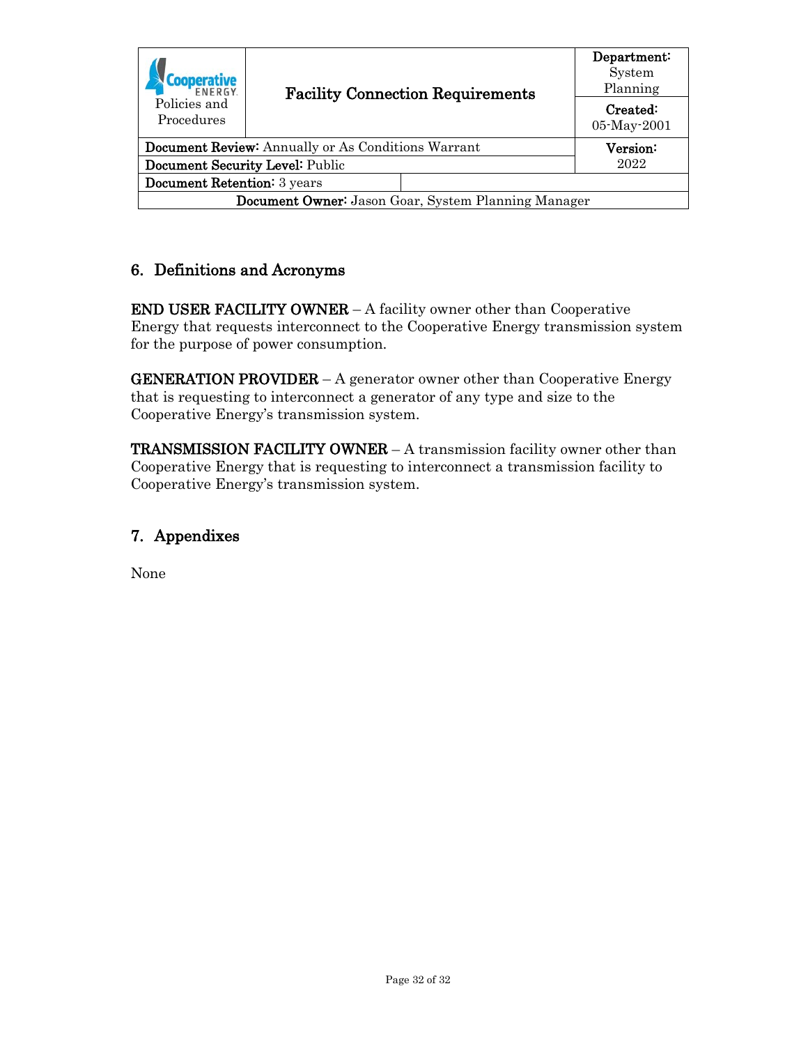## 6. Definitions and Acronyms

**END USER FACILITY OWNER** – A facility owner other than Cooperative Energy that requests interconnect to the Cooperative Energy transmission system for the purpose of power consumption.

**GENERATION PROVIDER** – A generator owner other than Cooperative Energy that is requesting to interconnect a generator of any type and size to the Cooperative Energy's transmission system.

**TRANSMISSION FACILITY OWNER** – A transmission facility owner other than Cooperative Energy that is requesting to interconnect a transmission facility to Cooperative Energy's transmission system.

## 7. Appendixes

None